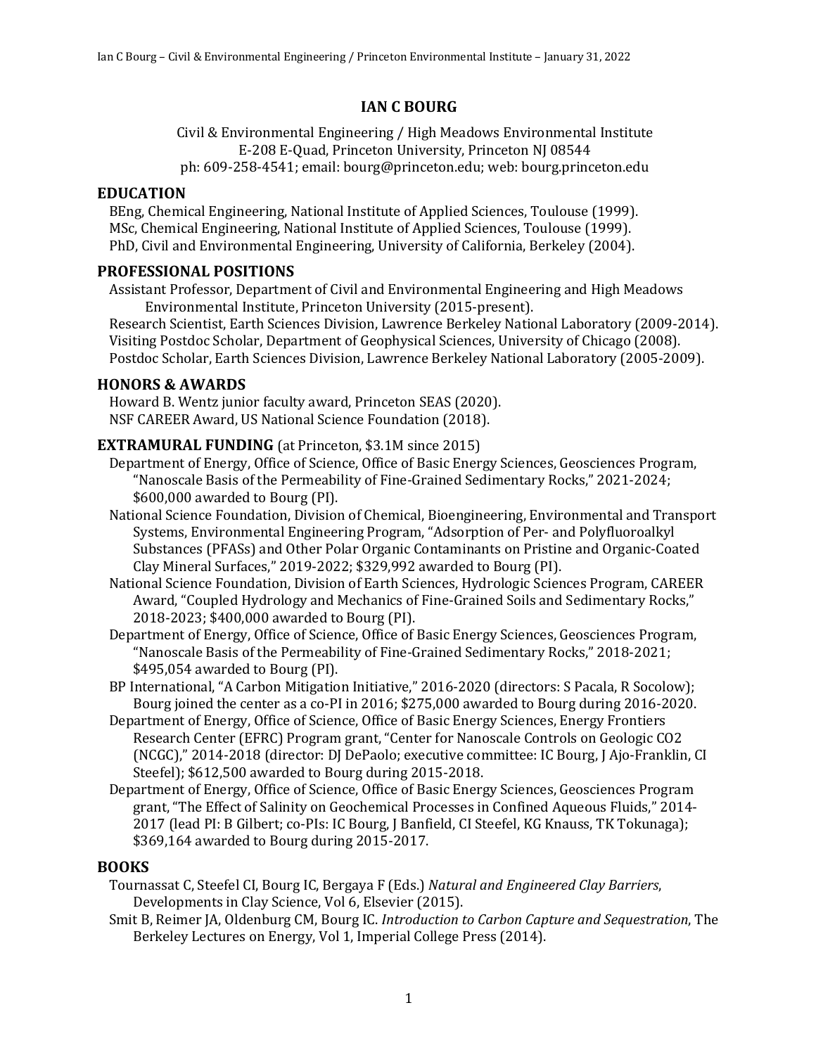# IAN C BOURG

Civil & Environmental Engineering / High Meadows Environmental Institute
E-208 E-Quad, Princeton University, Princeton NJ 08544
ph: 609-258-4541; email: bourg@princeton.edu; web: bourg.princeton.edu

## EDUCATION

BEng, Chemical Engineering, National Institute of Applied Sciences, Toulouse (1999).
MSc, Chemical Engineering, National Institute of Applied Sciences, Toulouse (1999).
PhD, Civil and Environmental Engineering, University of California, Berkeley (2004).

## PROFESSIONAL POSITIONS

Assistant Professor, Department of Civil and Environmental Engineering and High Meadows Environmental Institute, Princeton University (2015-present).
Research Scientist, Earth Sciences Division, Lawrence Berkeley National Laboratory (2009-2014).
Visiting Postdoc Scholar, Department of Geophysical Sciences, University of Chicago (2008).
Postdoc Scholar, Earth Sciences Division, Lawrence Berkeley National Laboratory (2005-2009).

## HONORS & AWARDS

Howard B. Wentz junior faculty award, Princeton SEAS (2020).
NSF CAREER Award, US National Science Foundation (2018).

## EXTRAMURAL FUNDING (at Princeton, $3.1M since 2015)

Department of Energy, Office of Science, Office of Basic Energy Sciences, Geosciences Program, "Nanoscale Basis of the Permeability of Fine-Grained Sedimentary Rocks," 2021-2024; $600,000 awarded to Bourg (PI).

National Science Foundation, Division of Chemical, Bioengineering, Environmental and Transport Systems, Environmental Engineering Program, "Adsorption of Per- and Polyfluoroalkyl Substances (PFASs) and Other Polar Organic Contaminants on Pristine and Organic-Coated Clay Mineral Surfaces," 2019-2022; $329,992 awarded to Bourg (PI).

National Science Foundation, Division of Earth Sciences, Hydrologic Sciences Program, CAREER Award, "Coupled Hydrology and Mechanics of Fine-Grained Soils and Sedimentary Rocks," 2018-2023; $400,000 awarded to Bourg (PI).

Department of Energy, Office of Science, Office of Basic Energy Sciences, Geosciences Program, "Nanoscale Basis of the Permeability of Fine-Grained Sedimentary Rocks," 2018-2021; $495,054 awarded to Bourg (PI).

BP International, "A Carbon Mitigation Initiative," 2016-2020 (directors: S Pacala, R Socolow); Bourg joined the center as a co-PI in 2016; $275,000 awarded to Bourg during 2016-2020.

Department of Energy, Office of Science, Office of Basic Energy Sciences, Energy Frontiers Research Center (EFRC) Program grant, "Center for Nanoscale Controls on Geologic CO2 (NCGC)," 2014-2018 (director: DJ DePaolo; executive committee: IC Bourg, J Ajo-Franklin, CI Steefel); $612,500 awarded to Bourg during 2015-2018.

Department of Energy, Office of Science, Office of Basic Energy Sciences, Geosciences Program grant, "The Effect of Salinity on Geochemical Processes in Confined Aqueous Fluids," 2014-2017 (lead PI: B Gilbert; co-PIs: IC Bourg, J Banfield, CI Steefel, KG Knauss, TK Tokunaga); $369,164 awarded to Bourg during 2015-2017.

## BOOKS

Tournassat C, Steefel CI, Bourg IC, Bergaya F (Eds.) *Natural and Engineered Clay Barriers*, Developments in Clay Science, Vol 6, Elsevier (2015).

Smit B, Reimer JA, Oldenburg CM, Bourg IC. *Introduction to Carbon Capture and Sequestration*, The Berkeley Lectures on Energy, Vol 1, Imperial College Press (2014).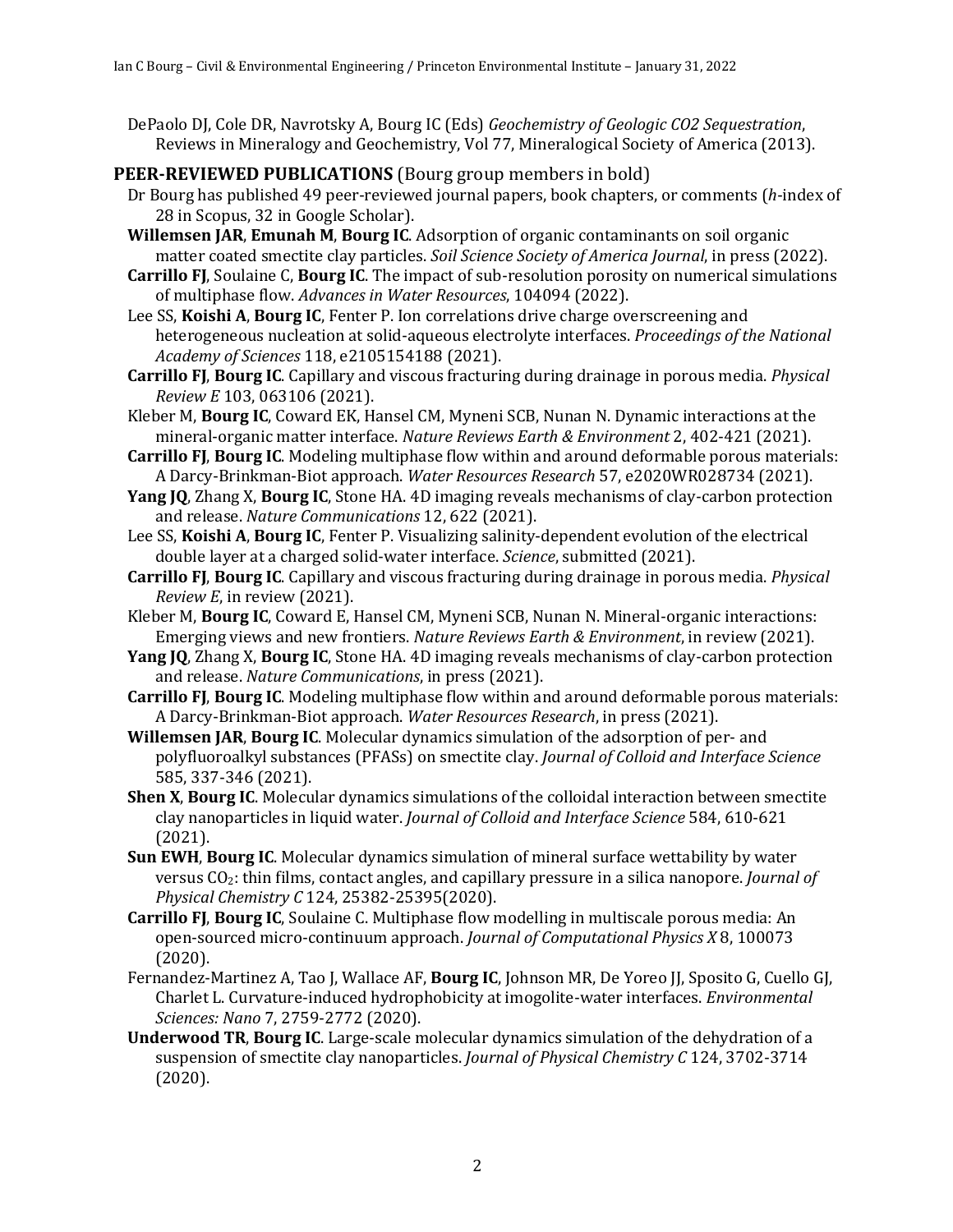DePaolo DJ, Cole DR, Navrotsky A, Bourg IC (Eds) *Geochemistry of Geologic CO2 Sequestration*, Reviews in Mineralogy and Geochemistry, Vol 77, Mineralogical Society of America (2013).

## PEER-REVIEWED PUBLICATIONS (Bourg group members in bold)

Dr Bourg has published 49 peer-reviewed journal papers, book chapters, or comments (*h*-index of 28 in Scopus, 32 in Google Scholar).

**Willemsen JAR**, **Emunah M**, **Bourg IC**. Adsorption of organic contaminants on soil organic matter coated smectite clay particles. *Soil Science Society of America Journal*, in press (2022).

**Carrillo FJ**, Soulaine C, **Bourg IC**. The impact of sub-resolution porosity on numerical simulations of multiphase flow. *Advances in Water Resources*, 104094 (2022).

Lee SS, **Koishi A**, **Bourg IC**, Fenter P. Ion correlations drive charge overscreening and heterogeneous nucleation at solid-aqueous electrolyte interfaces. *Proceedings of the National Academy of Sciences* 118, e2105154188 (2021).

**Carrillo FJ**, **Bourg IC**. Capillary and viscous fracturing during drainage in porous media. *Physical Review E* 103, 063106 (2021).

Kleber M, **Bourg IC**, Coward EK, Hansel CM, Myneni SCB, Nunan N. Dynamic interactions at the mineral-organic matter interface. *Nature Reviews Earth & Environment* 2, 402-421 (2021).

**Carrillo FJ**, **Bourg IC**. Modeling multiphase flow within and around deformable porous materials: A Darcy-Brinkman-Biot approach. *Water Resources Research* 57, e2020WR028734 (2021).

**Yang JQ**, Zhang X, **Bourg IC**, Stone HA. 4D imaging reveals mechanisms of clay-carbon protection and release. *Nature Communications* 12, 622 (2021).

Lee SS, **Koishi A**, **Bourg IC**, Fenter P. Visualizing salinity-dependent evolution of the electrical double layer at a charged solid-water interface. *Science*, submitted (2021).

**Carrillo FJ**, **Bourg IC**. Capillary and viscous fracturing during drainage in porous media. *Physical Review E*, in review (2021).

Kleber M, **Bourg IC**, Coward E, Hansel CM, Myneni SCB, Nunan N. Mineral-organic interactions: Emerging views and new frontiers. *Nature Reviews Earth & Environment*, in review (2021).

**Yang JQ**, Zhang X, **Bourg IC**, Stone HA. 4D imaging reveals mechanisms of clay-carbon protection and release. *Nature Communications*, in press (2021).

**Carrillo FJ**, **Bourg IC**. Modeling multiphase flow within and around deformable porous materials: A Darcy-Brinkman-Biot approach. *Water Resources Research*, in press (2021).

**Willemsen JAR**, **Bourg IC**. Molecular dynamics simulation of the adsorption of per- and polyfluoroalkyl substances (PFASs) on smectite clay. *Journal of Colloid and Interface Science* 585, 337-346 (2021).

**Shen X**, **Bourg IC**. Molecular dynamics simulations of the colloidal interaction between smectite clay nanoparticles in liquid water. *Journal of Colloid and Interface Science* 584, 610-621 (2021).

**Sun EWH**, **Bourg IC**. Molecular dynamics simulation of mineral surface wettability by water versus $CO_2$: thin films, contact angles, and capillary pressure in a silica nanopore. *Journal of Physical Chemistry C* 124, 25382-25395(2020).

**Carrillo FJ**, **Bourg IC**, Soulaine C. Multiphase flow modelling in multiscale porous media: An open-sourced micro-continuum approach. *Journal of Computational Physics X* 8, 100073 (2020).

Fernandez-Martinez A, Tao J, Wallace AF, **Bourg IC**, Johnson MR, De Yoreo JJ, Sposito G, Cuello GJ, Charlet L. Curvature-induced hydrophobicity at imogolite-water interfaces. *Environmental Sciences: Nano* 7, 2759-2772 (2020).

**Underwood TR**, **Bourg IC**. Large-scale molecular dynamics simulation of the dehydration of a suspension of smectite clay nanoparticles. *Journal of Physical Chemistry C* 124, 3702-3714 (2020).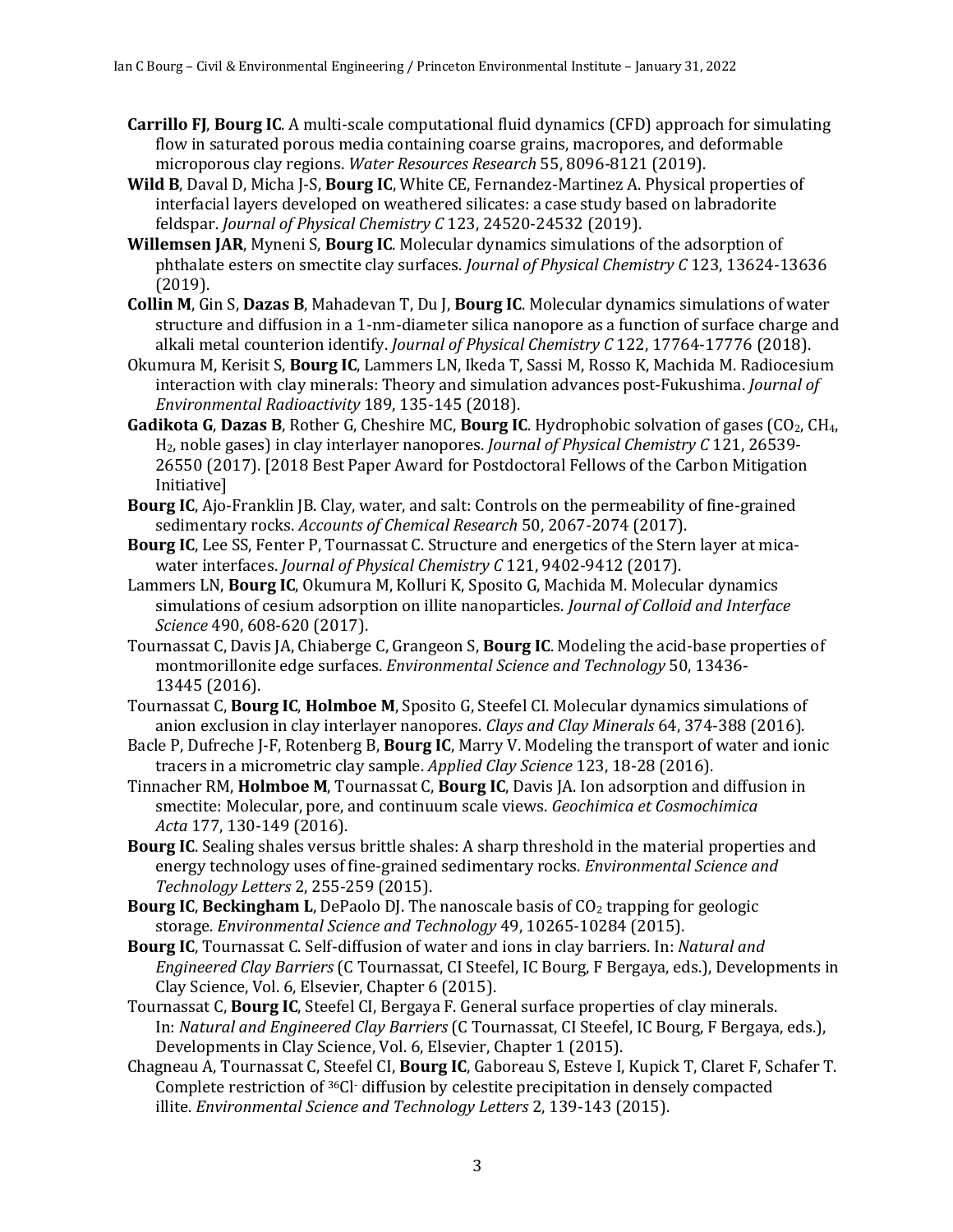- **Carrillo FJ**, **Bourg IC**. A multi-scale computational fluid dynamics (CFD) approach for simulating flow in saturated porous media containing coarse grains, macropores, and deformable microporous clay regions. *Water Resources Research* 55, 8096-8121 (2019).
- **Wild B**, Daval D, Micha J-S, **Bourg IC**, White CE, Fernandez-Martinez A. Physical properties of interfacial layers developed on weathered silicates: a case study based on labradorite feldspar. *Journal of Physical Chemistry C* 123, 24520-24532 (2019).
- **Willemsen JAR**, Myneni S, **Bourg IC**. Molecular dynamics simulations of the adsorption of phthalate esters on smectite clay surfaces. *Journal of Physical Chemistry C* 123, 13624-13636 (2019).
- **Collin M**, Gin S, **Dazas B**, Mahadevan T, Du J, **Bourg IC**. Molecular dynamics simulations of water structure and diffusion in a 1-nm-diameter silica nanopore as a function of surface charge and alkali metal counterion identify. *Journal of Physical Chemistry C* 122, 17764-17776 (2018).
- Okumura M, Kerisit S, **Bourg IC**, Lammers LN, Ikeda T, Sassi M, Rosso K, Machida M. Radiocesium interaction with clay minerals: Theory and simulation advances post-Fukushima. *Journal of Environmental Radioactivity* 189, 135-145 (2018).
- **Gadikota G**, **Dazas B**, Rother G, Cheshire MC, **Bourg IC**. Hydrophobic solvation of gases ($CO_2$, $CH_4$, $H_2$, noble gases) in clay interlayer nanopores. *Journal of Physical Chemistry C* 121, 26539-26550 (2017). [2018 Best Paper Award for Postdoctoral Fellows of the Carbon Mitigation Initiative]
- **Bourg IC**, Ajo-Franklin JB. Clay, water, and salt: Controls on the permeability of fine-grained sedimentary rocks. *Accounts of Chemical Research* 50, 2067-2074 (2017).
- **Bourg IC**, Lee SS, Fenter P, Tournassat C. Structure and energetics of the Stern layer at mica-water interfaces. *Journal of Physical Chemistry C* 121, 9402-9412 (2017).
- Lammers LN, **Bourg IC**, Okumura M, Kolluri K, Sposito G, Machida M. Molecular dynamics simulations of cesium adsorption on illite nanoparticles. *Journal of Colloid and Interface Science* 490, 608-620 (2017).
- Tournassat C, Davis JA, Chiaberge C, Grangeon S, **Bourg IC**. Modeling the acid-base properties of montmorillonite edge surfaces. *Environmental Science and Technology* 50, 13436-13445 (2016).
- Tournassat C, **Bourg IC**, **Holmboe M**, Sposito G, Steefel CI. Molecular dynamics simulations of anion exclusion in clay interlayer nanopores. *Clays and Clay Minerals* 64, 374-388 (2016).
- Bacle P, Dufreche J-F, Rotenberg B, **Bourg IC**, Marry V. Modeling the transport of water and ionic tracers in a micrometric clay sample. *Applied Clay Science* 123, 18-28 (2016).
- Tinnacher RM, **Holmboe M**, Tournassat C, **Bourg IC**, Davis JA. Ion adsorption and diffusion in smectite: Molecular, pore, and continuum scale views. *Geochimica et Cosmochimica Acta* 177, 130-149 (2016).
- **Bourg IC**. Sealing shales versus brittle shales: A sharp threshold in the material properties and energy technology uses of fine-grained sedimentary rocks. *Environmental Science and Technology Letters* 2, 255-259 (2015).
- **Bourg IC**, **Beckingham L**, DePaolo DJ. The nanoscale basis of $CO_2$ trapping for geologic storage. *Environmental Science and Technology* 49, 10265-10284 (2015).
- **Bourg IC**, Tournassat C. Self-diffusion of water and ions in clay barriers. In: *Natural and Engineered Clay Barriers* (C Tournassat, CI Steefel, IC Bourg, F Bergaya, eds.), Developments in Clay Science, Vol. 6, Elsevier, Chapter 6 (2015).
- Tournassat C, **Bourg IC**, Steefel CI, Bergaya F. General surface properties of clay minerals. In: *Natural and Engineered Clay Barriers* (C Tournassat, CI Steefel, IC Bourg, F Bergaya, eds.), Developments in Clay Science, Vol. 6, Elsevier, Chapter 1 (2015).
- Chagneau A, Tournassat C, Steefel CI, **Bourg IC**, Gaboreau S, Esteve I, Kupick T, Claret F, Schafer T. Complete restriction of $^{36}Cl^-$ diffusion by celestite precipitation in densely compacted illite. *Environmental Science and Technology Letters* 2, 139-143 (2015).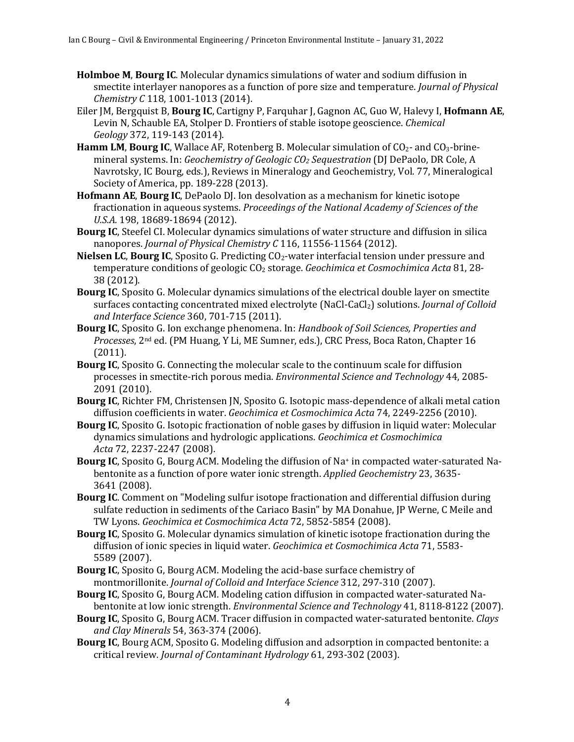**Holmboe M**, **Bourg IC**. Molecular dynamics simulations of water and sodium diffusion in smectite interlayer nanopores as a function of pore size and temperature. *Journal of Physical Chemistry C* 118, 1001-1013 (2014).

Eiler JM, Bergquist B, **Bourg IC**, Cartigny P, Farquhar J, Gagnon AC, Guo W, Halevy I, **Hofmann AE**, Levin N, Schauble EA, Stolper D. Frontiers of stable isotope geoscience. *Chemical Geology* 372, 119-143 (2014).

**Hamm LM**, **Bourg IC**, Wallace AF, Rotenberg B. Molecular simulation of $CO_2$- and $CO_3$-brine-mineral systems. In: *Geochemistry of Geologic $CO_2$ Sequestration* (DJ DePaolo, DR Cole, A Navrotsky, IC Bourg, eds.), Reviews in Mineralogy and Geochemistry, Vol. 77, Mineralogical Society of America, pp. 189-228 (2013).

**Hofmann AE**, **Bourg IC**, DePaolo DJ. Ion desolvation as a mechanism for kinetic isotope fractionation in aqueous systems. *Proceedings of the National Academy of Sciences of the U.S.A.* 198, 18689-18694 (2012).

**Bourg IC**, Steefel CI. Molecular dynamics simulations of water structure and diffusion in silica nanopores. *Journal of Physical Chemistry C* 116, 11556-11564 (2012).

**Nielsen LC**, **Bourg IC**, Sposito G. Predicting $CO_2$-water interfacial tension under pressure and temperature conditions of geologic $CO_2$ storage. *Geochimica et Cosmochimica Acta* 81, 28-38 (2012).

**Bourg IC**, Sposito G. Molecular dynamics simulations of the electrical double layer on smectite surfaces contacting concentrated mixed electrolyte (NaCl-$CaCl_2$) solutions. *Journal of Colloid and Interface Science* 360, 701-715 (2011).

**Bourg IC**, Sposito G. Ion exchange phenomena. In: *Handbook of Soil Sciences, Properties and Processes*, 2nd ed. (PM Huang, Y Li, ME Sumner, eds.), CRC Press, Boca Raton, Chapter 16 (2011).

**Bourg IC**, Sposito G. Connecting the molecular scale to the continuum scale for diffusion processes in smectite-rich porous media. *Environmental Science and Technology* 44, 2085-2091 (2010).

**Bourg IC**, Richter FM, Christensen JN, Sposito G. Isotopic mass-dependence of alkali metal cation diffusion coefficients in water. *Geochimica et Cosmochimica Acta* 74, 2249-2256 (2010).

**Bourg IC**, Sposito G. Isotopic fractionation of noble gases by diffusion in liquid water: Molecular dynamics simulations and hydrologic applications. *Geochimica et Cosmochimica Acta* 72, 2237-2247 (2008).

**Bourg IC**, Sposito G, Bourg ACM. Modeling the diffusion of $Na^+$ in compacted water-saturated Na-bentonite as a function of pore water ionic strength. *Applied Geochemistry* 23, 3635-3641 (2008).

**Bourg IC**. Comment on "Modeling sulfur isotope fractionation and differential diffusion during sulfate reduction in sediments of the Cariaco Basin" by MA Donahue, JP Werne, C Meile and TW Lyons. *Geochimica et Cosmochimica Acta* 72, 5852-5854 (2008).

**Bourg IC**, Sposito G. Molecular dynamics simulation of kinetic isotope fractionation during the diffusion of ionic species in liquid water. *Geochimica et Cosmochimica Acta* 71, 5583-5589 (2007).

**Bourg IC**, Sposito G, Bourg ACM. Modeling the acid-base surface chemistry of montmorillonite. *Journal of Colloid and Interface Science* 312, 297-310 (2007).

**Bourg IC**, Sposito G, Bourg ACM. Modeling cation diffusion in compacted water-saturated Na-bentonite at low ionic strength. *Environmental Science and Technology* 41, 8118-8122 (2007).

**Bourg IC**, Sposito G, Bourg ACM. Tracer diffusion in compacted water-saturated bentonite. *Clays and Clay Minerals* 54, 363-374 (2006).

**Bourg IC**, Bourg ACM, Sposito G. Modeling diffusion and adsorption in compacted bentonite: a critical review. *Journal of Contaminant Hydrology* 61, 293-302 (2003).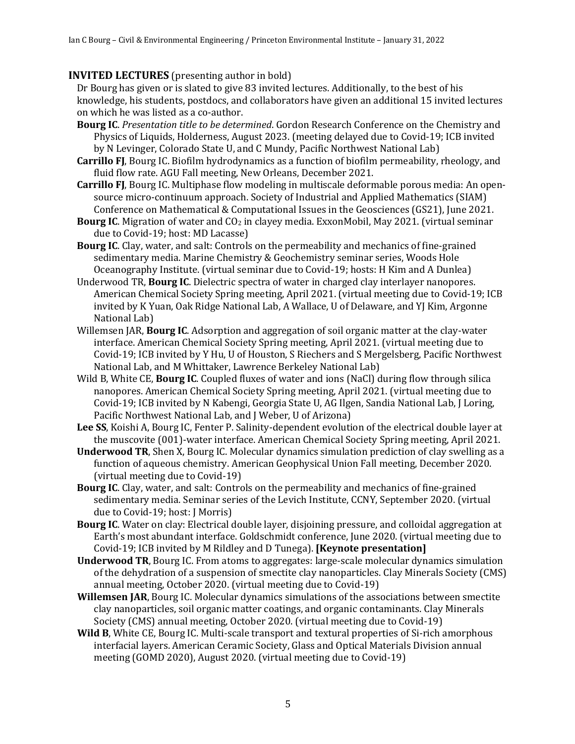## INVITED LECTURES (presenting author in bold)

Dr Bourg has given or is slated to give 83 invited lectures. Additionally, to the best of his knowledge, his students, postdocs, and collaborators have given an additional 15 invited lectures on which he was listed as a co-author.

**Bourg IC**. *Presentation title to be determined*. Gordon Research Conference on the Chemistry and Physics of Liquids, Holderness, August 2023. (meeting delayed due to Covid-19; ICB invited by N Levinger, Colorado State U, and C Mundy, Pacific Northwest National Lab)

**Carrillo FJ**, Bourg IC. Biofilm hydrodynamics as a function of biofilm permeability, rheology, and fluid flow rate. AGU Fall meeting, New Orleans, December 2021.

**Carrillo FJ**, Bourg IC. Multiphase flow modeling in multiscale deformable porous media: An open-source micro-continuum approach. Society of Industrial and Applied Mathematics (SIAM) Conference on Mathematical & Computational Issues in the Geosciences (GS21), June 2021.

**Bourg IC**. Migration of water and $CO_2$ in clayey media. ExxonMobil, May 2021. (virtual seminar due to Covid-19; host: MD Lacasse)

**Bourg IC**. Clay, water, and salt: Controls on the permeability and mechanics of fine-grained sedimentary media. Marine Chemistry & Geochemistry seminar series, Woods Hole Oceanography Institute. (virtual seminar due to Covid-19; hosts: H Kim and A Dunlea)

Underwood TR, **Bourg IC**. Dielectric spectra of water in charged clay interlayer nanopores. American Chemical Society Spring meeting, April 2021. (virtual meeting due to Covid-19; ICB invited by K Yuan, Oak Ridge National Lab, A Wallace, U of Delaware, and YJ Kim, Argonne National Lab)

Willemsen JAR, **Bourg IC**. Adsorption and aggregation of soil organic matter at the clay-water interface. American Chemical Society Spring meeting, April 2021. (virtual meeting due to Covid-19; ICB invited by Y Hu, U of Houston, S Riechers and S Mergelsberg, Pacific Northwest National Lab, and M Whittaker, Lawrence Berkeley National Lab)

Wild B, White CE, **Bourg IC**. Coupled fluxes of water and ions (NaCl) during flow through silica nanopores. American Chemical Society Spring meeting, April 2021. (virtual meeting due to Covid-19; ICB invited by N Kabengi, Georgia State U, AG Ilgen, Sandia National Lab, J Loring, Pacific Northwest National Lab, and J Weber, U of Arizona)

**Lee SS**, Koishi A, Bourg IC, Fenter P. Salinity-dependent evolution of the electrical double layer at the muscovite (001)-water interface. American Chemical Society Spring meeting, April 2021.

**Underwood TR**, Shen X, Bourg IC. Molecular dynamics simulation prediction of clay swelling as a function of aqueous chemistry. American Geophysical Union Fall meeting, December 2020. (virtual meeting due to Covid-19)

**Bourg IC**. Clay, water, and salt: Controls on the permeability and mechanics of fine-grained sedimentary media. Seminar series of the Levich Institute, CCNY, September 2020. (virtual due to Covid-19; host: J Morris)

**Bourg IC**. Water on clay: Electrical double layer, disjoining pressure, and colloidal aggregation at Earth's most abundant interface. Goldschmidt conference, June 2020. (virtual meeting due to Covid-19; ICB invited by M Rildley and D Tunega). **[Keynote presentation]**

**Underwood TR**, Bourg IC. From atoms to aggregates: large-scale molecular dynamics simulation of the dehydration of a suspension of smectite clay nanoparticles. Clay Minerals Society (CMS) annual meeting, October 2020. (virtual meeting due to Covid-19)

**Willemsen JAR**, Bourg IC. Molecular dynamics simulations of the associations between smectite clay nanoparticles, soil organic matter coatings, and organic contaminants. Clay Minerals Society (CMS) annual meeting, October 2020. (virtual meeting due to Covid-19)

**Wild B**, White CE, Bourg IC. Multi-scale transport and textural properties of Si-rich amorphous interfacial layers. American Ceramic Society, Glass and Optical Materials Division annual meeting (GOMD 2020), August 2020. (virtual meeting due to Covid-19)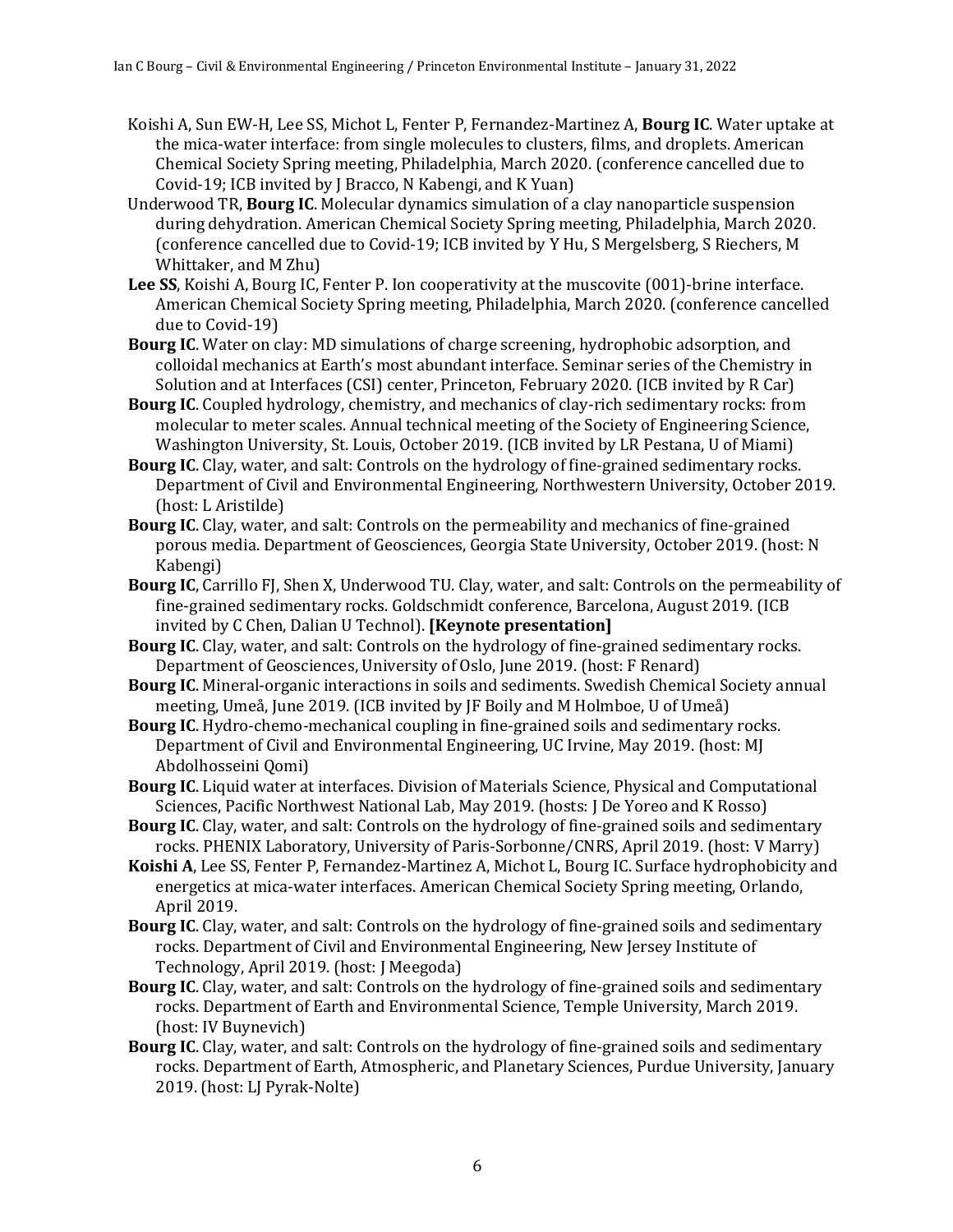Koishi A, Sun EW-H, Lee SS, Michot L, Fenter P, Fernandez-Martinez A, **Bourg IC**. Water uptake at the mica-water interface: from single molecules to clusters, films, and droplets. American Chemical Society Spring meeting, Philadelphia, March 2020. (conference cancelled due to Covid-19; ICB invited by J Bracco, N Kabengi, and K Yuan)

Underwood TR, **Bourg IC**. Molecular dynamics simulation of a clay nanoparticle suspension during dehydration. American Chemical Society Spring meeting, Philadelphia, March 2020. (conference cancelled due to Covid-19; ICB invited by Y Hu, S Mergelsberg, S Riechers, M Whittaker, and M Zhu)

**Lee SS**, Koishi A, Bourg IC, Fenter P. Ion cooperativity at the muscovite (001)-brine interface. American Chemical Society Spring meeting, Philadelphia, March 2020. (conference cancelled due to Covid-19)

**Bourg IC**. Water on clay: MD simulations of charge screening, hydrophobic adsorption, and colloidal mechanics at Earth's most abundant interface. Seminar series of the Chemistry in Solution and at Interfaces (CSI) center, Princeton, February 2020. (ICB invited by R Car)

**Bourg IC**. Coupled hydrology, chemistry, and mechanics of clay-rich sedimentary rocks: from molecular to meter scales. Annual technical meeting of the Society of Engineering Science, Washington University, St. Louis, October 2019. (ICB invited by LR Pestana, U of Miami)

**Bourg IC**. Clay, water, and salt: Controls on the hydrology of fine-grained sedimentary rocks. Department of Civil and Environmental Engineering, Northwestern University, October 2019. (host: L Aristilde)

**Bourg IC**. Clay, water, and salt: Controls on the permeability and mechanics of fine-grained porous media. Department of Geosciences, Georgia State University, October 2019. (host: N Kabengi)

**Bourg IC**, Carrillo FJ, Shen X, Underwood TU. Clay, water, and salt: Controls on the permeability of fine-grained sedimentary rocks. Goldschmidt conference, Barcelona, August 2019. (ICB invited by C Chen, Dalian U Technol). **[Keynote presentation]**

**Bourg IC**. Clay, water, and salt: Controls on the hydrology of fine-grained sedimentary rocks. Department of Geosciences, University of Oslo, June 2019. (host: F Renard)

**Bourg IC**. Mineral-organic interactions in soils and sediments. Swedish Chemical Society annual meeting, Umeå, June 2019. (ICB invited by JF Boily and M Holmboe, U of Umeå)

**Bourg IC**. Hydro-chemo-mechanical coupling in fine-grained soils and sedimentary rocks. Department of Civil and Environmental Engineering, UC Irvine, May 2019. (host: MJ Abdolhosseini Qomi)

**Bourg IC**. Liquid water at interfaces. Division of Materials Science, Physical and Computational Sciences, Pacific Northwest National Lab, May 2019. (hosts: J De Yoreo and K Rosso)

**Bourg IC**. Clay, water, and salt: Controls on the hydrology of fine-grained soils and sedimentary rocks. PHENIX Laboratory, University of Paris-Sorbonne/CNRS, April 2019. (host: V Marry)

**Koishi A**, Lee SS, Fenter P, Fernandez-Martinez A, Michot L, Bourg IC. Surface hydrophobicity and energetics at mica-water interfaces. American Chemical Society Spring meeting, Orlando, April 2019.

**Bourg IC**. Clay, water, and salt: Controls on the hydrology of fine-grained soils and sedimentary rocks. Department of Civil and Environmental Engineering, New Jersey Institute of Technology, April 2019. (host: J Meegoda)

**Bourg IC**. Clay, water, and salt: Controls on the hydrology of fine-grained soils and sedimentary rocks. Department of Earth and Environmental Science, Temple University, March 2019. (host: IV Buynevich)

**Bourg IC**. Clay, water, and salt: Controls on the hydrology of fine-grained soils and sedimentary rocks. Department of Earth, Atmospheric, and Planetary Sciences, Purdue University, January 2019. (host: LJ Pyrak-Nolte)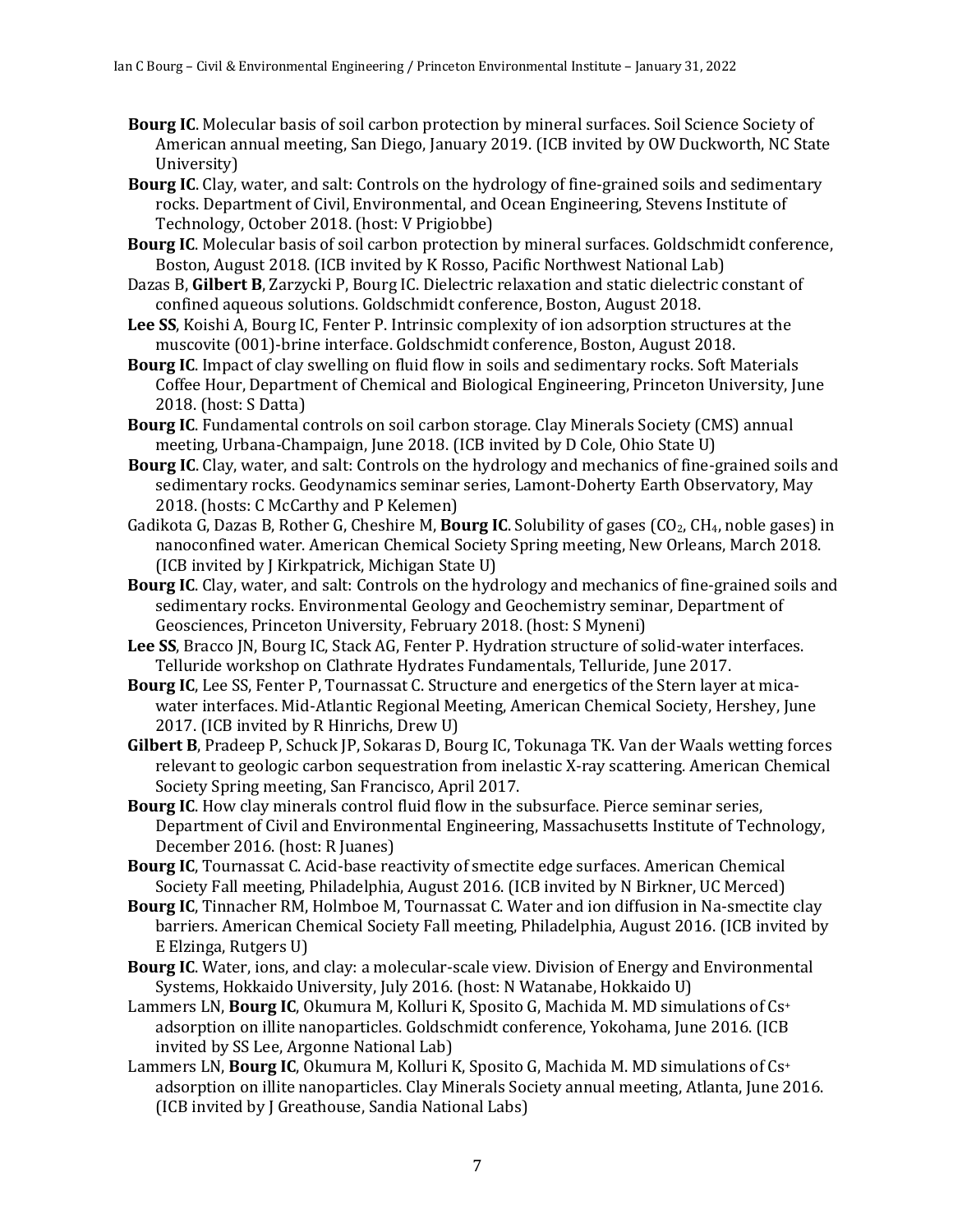**Bourg IC**. Molecular basis of soil carbon protection by mineral surfaces. Soil Science Society of American annual meeting, San Diego, January 2019. (ICB invited by OW Duckworth, NC State University)

**Bourg IC**. Clay, water, and salt: Controls on the hydrology of fine-grained soils and sedimentary rocks. Department of Civil, Environmental, and Ocean Engineering, Stevens Institute of Technology, October 2018. (host: V Prigiobbe)

**Bourg IC**. Molecular basis of soil carbon protection by mineral surfaces. Goldschmidt conference, Boston, August 2018. (ICB invited by K Rosso, Pacific Northwest National Lab)

Dazas B, **Gilbert B**, Zarzycki P, Bourg IC. Dielectric relaxation and static dielectric constant of confined aqueous solutions. Goldschmidt conference, Boston, August 2018.

**Lee SS**, Koishi A, Bourg IC, Fenter P. Intrinsic complexity of ion adsorption structures at the muscovite (001)-brine interface. Goldschmidt conference, Boston, August 2018.

**Bourg IC**. Impact of clay swelling on fluid flow in soils and sedimentary rocks. Soft Materials Coffee Hour, Department of Chemical and Biological Engineering, Princeton University, June 2018. (host: S Datta)

**Bourg IC**. Fundamental controls on soil carbon storage. Clay Minerals Society (CMS) annual meeting, Urbana-Champaign, June 2018. (ICB invited by D Cole, Ohio State U)

**Bourg IC**. Clay, water, and salt: Controls on the hydrology and mechanics of fine-grained soils and sedimentary rocks. Geodynamics seminar series, Lamont-Doherty Earth Observatory, May 2018. (hosts: C McCarthy and P Kelemen)

Gadikota G, Dazas B, Rother G, Cheshire M, **Bourg IC**. Solubility of gases ($CO_2$, $CH_4$, noble gases) in nanoconfined water. American Chemical Society Spring meeting, New Orleans, March 2018. (ICB invited by J Kirkpatrick, Michigan State U)

**Bourg IC**. Clay, water, and salt: Controls on the hydrology and mechanics of fine-grained soils and sedimentary rocks. Environmental Geology and Geochemistry seminar, Department of Geosciences, Princeton University, February 2018. (host: S Myneni)

**Lee SS**, Bracco JN, Bourg IC, Stack AG, Fenter P. Hydration structure of solid-water interfaces. Telluride workshop on Clathrate Hydrates Fundamentals, Telluride, June 2017.

**Bourg IC**, Lee SS, Fenter P, Tournassat C. Structure and energetics of the Stern layer at mica-water interfaces. Mid-Atlantic Regional Meeting, American Chemical Society, Hershey, June 2017. (ICB invited by R Hinrichs, Drew U)

**Gilbert B**, Pradeep P, Schuck JP, Sokaras D, Bourg IC, Tokunaga TK. Van der Waals wetting forces relevant to geologic carbon sequestration from inelastic X-ray scattering. American Chemical Society Spring meeting, San Francisco, April 2017.

**Bourg IC**. How clay minerals control fluid flow in the subsurface. Pierce seminar series, Department of Civil and Environmental Engineering, Massachusetts Institute of Technology, December 2016. (host: R Juanes)

**Bourg IC**, Tournassat C. Acid-base reactivity of smectite edge surfaces. American Chemical Society Fall meeting, Philadelphia, August 2016. (ICB invited by N Birkner, UC Merced)

**Bourg IC**, Tinnacher RM, Holmboe M, Tournassat C. Water and ion diffusion in Na-smectite clay barriers. American Chemical Society Fall meeting, Philadelphia, August 2016. (ICB invited by E Elzinga, Rutgers U)

**Bourg IC**. Water, ions, and clay: a molecular-scale view. Division of Energy and Environmental Systems, Hokkaido University, July 2016. (host: N Watanabe, Hokkaido U)

Lammers LN, **Bourg IC**, Okumura M, Kolluri K, Sposito G, Machida M. MD simulations of $Cs^+$ adsorption on illite nanoparticles. Goldschmidt conference, Yokohama, June 2016. (ICB invited by SS Lee, Argonne National Lab)

Lammers LN, **Bourg IC**, Okumura M, Kolluri K, Sposito G, Machida M. MD simulations of $Cs^+$ adsorption on illite nanoparticles. Clay Minerals Society annual meeting, Atlanta, June 2016. (ICB invited by J Greathouse, Sandia National Labs)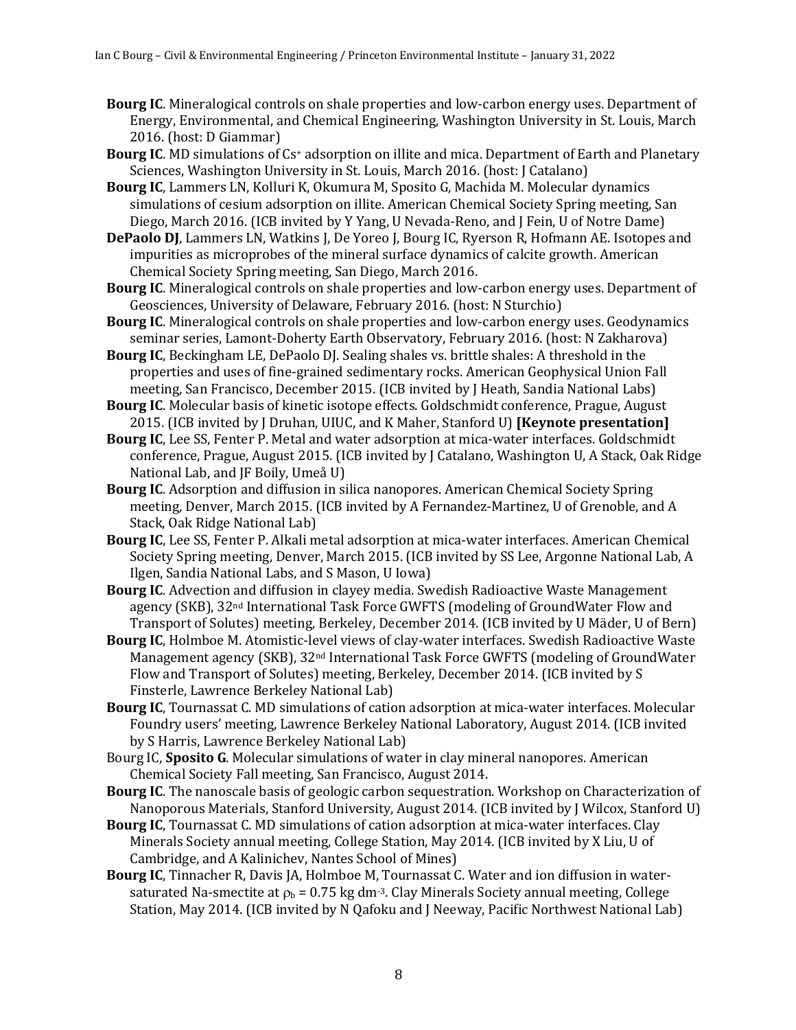**Bourg IC**. Mineralogical controls on shale properties and low-carbon energy uses. Department of Energy, Environmental, and Chemical Engineering, Washington University in St. Louis, March 2016. (host: D Giammar)

**Bourg IC**. MD simulations of $Cs^+$ adsorption on illite and mica. Department of Earth and Planetary Sciences, Washington University in St. Louis, March 2016. (host: J Catalano)

**Bourg IC**, Lammers LN, Kolluri K, Okumura M, Sposito G, Machida M. Molecular dynamics simulations of cesium adsorption on illite. American Chemical Society Spring meeting, San Diego, March 2016. (ICB invited by Y Yang, U Nevada-Reno, and J Fein, U of Notre Dame)

**DePaolo DJ**, Lammers LN, Watkins J, De Yoreo J, Bourg IC, Ryerson R, Hofmann AE. Isotopes and impurities as microprobes of the mineral surface dynamics of calcite growth. American Chemical Society Spring meeting, San Diego, March 2016.

**Bourg IC**. Mineralogical controls on shale properties and low-carbon energy uses. Department of Geosciences, University of Delaware, February 2016. (host: N Sturchio)

**Bourg IC**. Mineralogical controls on shale properties and low-carbon energy uses. Geodynamics seminar series, Lamont-Doherty Earth Observatory, February 2016. (host: N Zakharova)

**Bourg IC**, Beckingham LE, DePaolo DJ. Sealing shales vs. brittle shales: A threshold in the properties and uses of fine-grained sedimentary rocks. American Geophysical Union Fall meeting, San Francisco, December 2015. (ICB invited by J Heath, Sandia National Labs)

**Bourg IC**. Molecular basis of kinetic isotope effects. Goldschmidt conference, Prague, August 2015. (ICB invited by J Druhan, UIUC, and K Maher, Stanford U) **[Keynote presentation]**

**Bourg IC**, Lee SS, Fenter P. Metal and water adsorption at mica-water interfaces. Goldschmidt conference, Prague, August 2015. (ICB invited by J Catalano, Washington U, A Stack, Oak Ridge National Lab, and JF Boily, Umeå U)

**Bourg IC**. Adsorption and diffusion in silica nanopores. American Chemical Society Spring meeting, Denver, March 2015. (ICB invited by A Fernandez-Martinez, U of Grenoble, and A Stack, Oak Ridge National Lab)

**Bourg IC**, Lee SS, Fenter P. Alkali metal adsorption at mica-water interfaces. American Chemical Society Spring meeting, Denver, March 2015. (ICB invited by SS Lee, Argonne National Lab, A Ilgen, Sandia National Labs, and S Mason, U Iowa)

**Bourg IC**. Advection and diffusion in clayey media. Swedish Radioactive Waste Management agency (SKB), 32nd International Task Force GWFTS (modeling of GroundWater Flow and Transport of Solutes) meeting, Berkeley, December 2014. (ICB invited by U Mäder, U of Bern)

**Bourg IC**, Holmboe M. Atomistic-level views of clay-water interfaces. Swedish Radioactive Waste Management agency (SKB), 32nd International Task Force GWFTS (modeling of GroundWater Flow and Transport of Solutes) meeting, Berkeley, December 2014. (ICB invited by S Finsterle, Lawrence Berkeley National Lab)

**Bourg IC**, Tournassat C. MD simulations of cation adsorption at mica-water interfaces. Molecular Foundry users' meeting, Lawrence Berkeley National Laboratory, August 2014. (ICB invited by S Harris, Lawrence Berkeley National Lab)

Bourg IC, **Sposito G**. Molecular simulations of water in clay mineral nanopores. American Chemical Society Fall meeting, San Francisco, August 2014.

**Bourg IC**. The nanoscale basis of geologic carbon sequestration. Workshop on Characterization of Nanoporous Materials, Stanford University, August 2014. (ICB invited by J Wilcox, Stanford U)

**Bourg IC**, Tournassat C. MD simulations of cation adsorption at mica-water interfaces. Clay Minerals Society annual meeting, College Station, May 2014. (ICB invited by X Liu, U of Cambridge, and A Kalinichev, Nantes School of Mines)

**Bourg IC**, Tinnacher R, Davis JA, Holmboe M, Tournassat C. Water and ion diffusion in water-saturated Na-smectite at $\rho_b = 0.75$ kg dm$^{-3}$. Clay Minerals Society annual meeting, College Station, May 2014. (ICB invited by N Qafoku and J Neeway, Pacific Northwest National Lab)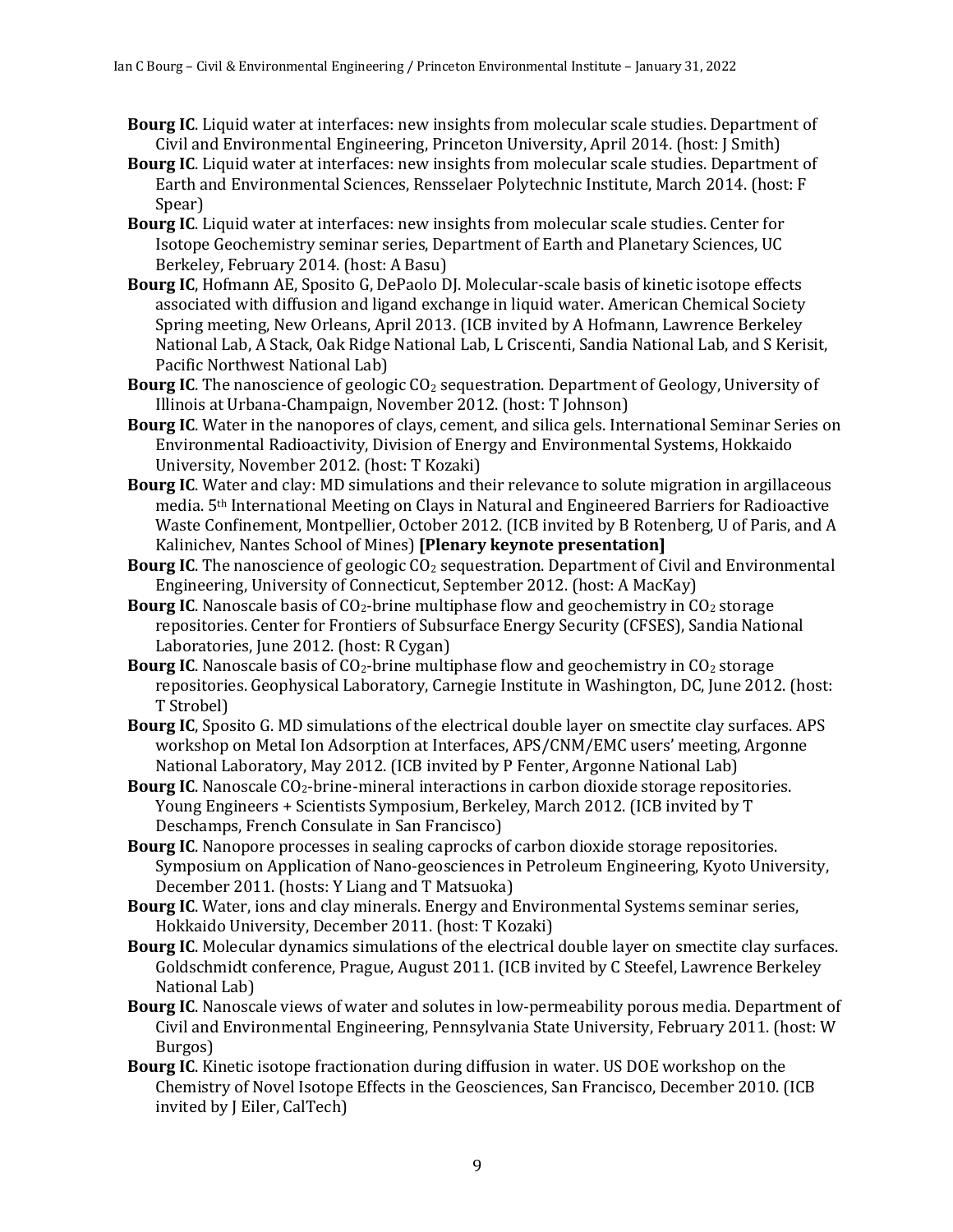**Bourg IC**. Liquid water at interfaces: new insights from molecular scale studies. Department of Civil and Environmental Engineering, Princeton University, April 2014. (host: J Smith)

**Bourg IC**. Liquid water at interfaces: new insights from molecular scale studies. Department of Earth and Environmental Sciences, Rensselaer Polytechnic Institute, March 2014. (host: F Spear)

**Bourg IC**. Liquid water at interfaces: new insights from molecular scale studies. Center for Isotope Geochemistry seminar series, Department of Earth and Planetary Sciences, UC Berkeley, February 2014. (host: A Basu)

**Bourg IC**, Hofmann AE, Sposito G, DePaolo DJ. Molecular-scale basis of kinetic isotope effects associated with diffusion and ligand exchange in liquid water. American Chemical Society Spring meeting, New Orleans, April 2013. (ICB invited by A Hofmann, Lawrence Berkeley National Lab, A Stack, Oak Ridge National Lab, L Criscenti, Sandia National Lab, and S Kerisit, Pacific Northwest National Lab)

**Bourg IC**. The nanoscience of geologic $CO_2$ sequestration. Department of Geology, University of Illinois at Urbana-Champaign, November 2012. (host: T Johnson)

**Bourg IC**. Water in the nanopores of clays, cement, and silica gels. International Seminar Series on Environmental Radioactivity, Division of Energy and Environmental Systems, Hokkaido University, November 2012. (host: T Kozaki)

**Bourg IC**. Water and clay: MD simulations and their relevance to solute migration in argillaceous media. 5th International Meeting on Clays in Natural and Engineered Barriers for Radioactive Waste Confinement, Montpellier, October 2012. (ICB invited by B Rotenberg, U of Paris, and A Kalinichev, Nantes School of Mines) **[Plenary keynote presentation]**

**Bourg IC**. The nanoscience of geologic $CO_2$ sequestration. Department of Civil and Environmental Engineering, University of Connecticut, September 2012. (host: A MacKay)

**Bourg IC**. Nanoscale basis of $CO_2$-brine multiphase flow and geochemistry in $CO_2$ storage repositories. Center for Frontiers of Subsurface Energy Security (CFSES), Sandia National Laboratories, June 2012. (host: R Cygan)

**Bourg IC**. Nanoscale basis of $CO_2$-brine multiphase flow and geochemistry in $CO_2$ storage repositories. Geophysical Laboratory, Carnegie Institute in Washington, DC, June 2012. (host: T Strobel)

**Bourg IC**, Sposito G. MD simulations of the electrical double layer on smectite clay surfaces. APS workshop on Metal Ion Adsorption at Interfaces, APS/CNM/EMC users' meeting, Argonne National Laboratory, May 2012. (ICB invited by P Fenter, Argonne National Lab)

**Bourg IC**. Nanoscale $CO_2$-brine-mineral interactions in carbon dioxide storage repositories. Young Engineers + Scientists Symposium, Berkeley, March 2012. (ICB invited by T Deschamps, French Consulate in San Francisco)

**Bourg IC**. Nanopore processes in sealing caprocks of carbon dioxide storage repositories. Symposium on Application of Nano-geosciences in Petroleum Engineering, Kyoto University, December 2011. (hosts: Y Liang and T Matsuoka)

**Bourg IC**. Water, ions and clay minerals. Energy and Environmental Systems seminar series, Hokkaido University, December 2011. (host: T Kozaki)

**Bourg IC**. Molecular dynamics simulations of the electrical double layer on smectite clay surfaces. Goldschmidt conference, Prague, August 2011. (ICB invited by C Steefel, Lawrence Berkeley National Lab)

**Bourg IC**. Nanoscale views of water and solutes in low-permeability porous media. Department of Civil and Environmental Engineering, Pennsylvania State University, February 2011. (host: W Burgos)

**Bourg IC**. Kinetic isotope fractionation during diffusion in water. US DOE workshop on the Chemistry of Novel Isotope Effects in the Geosciences, San Francisco, December 2010. (ICB invited by J Eiler, CalTech)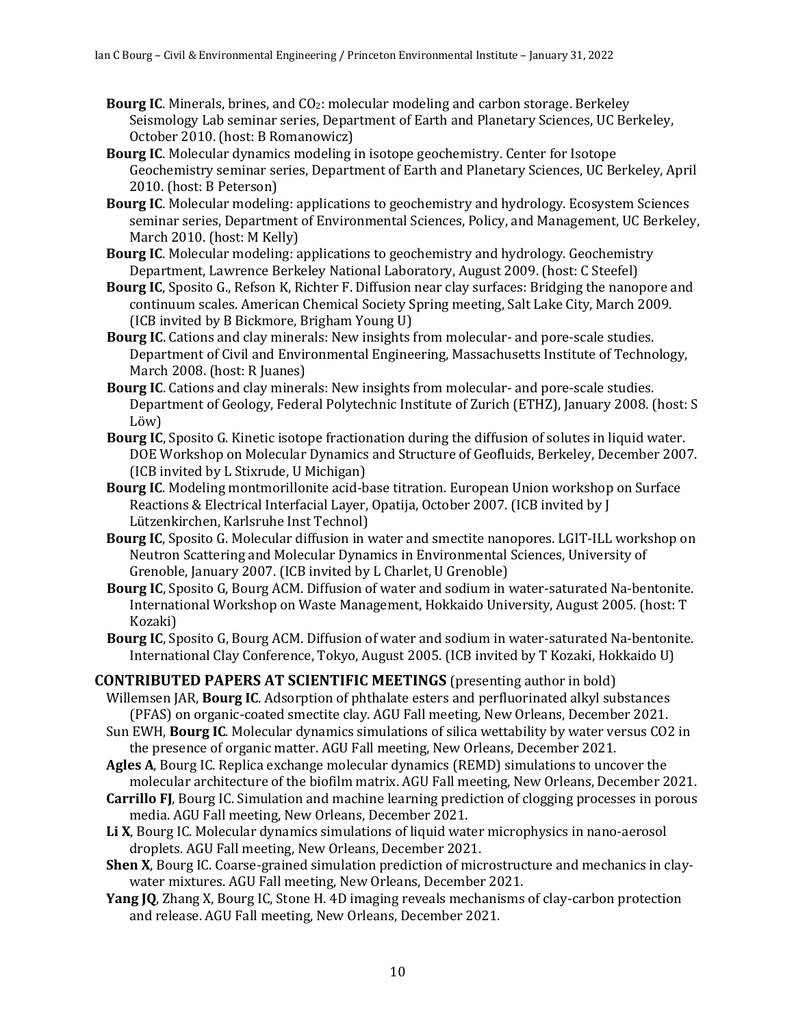**Bourg IC**. Minerals, brines, and $CO_2$: molecular modeling and carbon storage. Berkeley Seismology Lab seminar series, Department of Earth and Planetary Sciences, UC Berkeley, October 2010. (host: B Romanowicz)

**Bourg IC**. Molecular dynamics modeling in isotope geochemistry. Center for Isotope Geochemistry seminar series, Department of Earth and Planetary Sciences, UC Berkeley, April 2010. (host: B Peterson)

**Bourg IC**. Molecular modeling: applications to geochemistry and hydrology. Ecosystem Sciences seminar series, Department of Environmental Sciences, Policy, and Management, UC Berkeley, March 2010. (host: M Kelly)

**Bourg IC**. Molecular modeling: applications to geochemistry and hydrology. Geochemistry Department, Lawrence Berkeley National Laboratory, August 2009. (host: C Steefel)

**Bourg IC**, Sposito G., Refson K, Richter F. Diffusion near clay surfaces: Bridging the nanopore and continuum scales. American Chemical Society Spring meeting, Salt Lake City, March 2009. (ICB invited by B Bickmore, Brigham Young U)

**Bourg IC**. Cations and clay minerals: New insights from molecular- and pore-scale studies. Department of Civil and Environmental Engineering, Massachusetts Institute of Technology, March 2008. (host: R Juanes)

**Bourg IC**. Cations and clay minerals: New insights from molecular- and pore-scale studies. Department of Geology, Federal Polytechnic Institute of Zurich (ETHZ), January 2008. (host: S Löw)

**Bourg IC**, Sposito G. Kinetic isotope fractionation during the diffusion of solutes in liquid water. DOE Workshop on Molecular Dynamics and Structure of Geofluids, Berkeley, December 2007. (ICB invited by L Stixrude, U Michigan)

**Bourg IC**. Modeling montmorillonite acid-base titration. European Union workshop on Surface Reactions & Electrical Interfacial Layer, Opatija, October 2007. (ICB invited by J Lützenkirchen, Karlsruhe Inst Technol)

**Bourg IC**, Sposito G. Molecular diffusion in water and smectite nanopores. LGIT-ILL workshop on Neutron Scattering and Molecular Dynamics in Environmental Sciences, University of Grenoble, January 2007. (ICB invited by L Charlet, U Grenoble)

**Bourg IC**, Sposito G, Bourg ACM. Diffusion of water and sodium in water-saturated Na-bentonite. International Workshop on Waste Management, Hokkaido University, August 2005. (host: T Kozaki)

**Bourg IC**, Sposito G, Bourg ACM. Diffusion of water and sodium in water-saturated Na-bentonite. International Clay Conference, Tokyo, August 2005. (ICB invited by T Kozaki, Hokkaido U)

## CONTRIBUTED PAPERS AT SCIENTIFIC MEETINGS (presenting author in bold)

Willemsen JAR, **Bourg IC**. Adsorption of phthalate esters and perfluorinated alkyl substances (PFAS) on organic-coated smectite clay. AGU Fall meeting, New Orleans, December 2021.

Sun EWH, **Bourg IC**. Molecular dynamics simulations of silica wettability by water versus CO2 in the presence of organic matter. AGU Fall meeting, New Orleans, December 2021.

**Agles A**, Bourg IC. Replica exchange molecular dynamics (REMD) simulations to uncover the molecular architecture of the biofilm matrix. AGU Fall meeting, New Orleans, December 2021.

**Carrillo FJ**, Bourg IC. Simulation and machine learning prediction of clogging processes in porous media. AGU Fall meeting, New Orleans, December 2021.

**Li X**, Bourg IC. Molecular dynamics simulations of liquid water microphysics in nano-aerosol droplets. AGU Fall meeting, New Orleans, December 2021.

**Shen X**, Bourg IC. Coarse-grained simulation prediction of microstructure and mechanics in clay-water mixtures. AGU Fall meeting, New Orleans, December 2021.

**Yang JQ**, Zhang X, Bourg IC, Stone H. 4D imaging reveals mechanisms of clay-carbon protection and release. AGU Fall meeting, New Orleans, December 2021.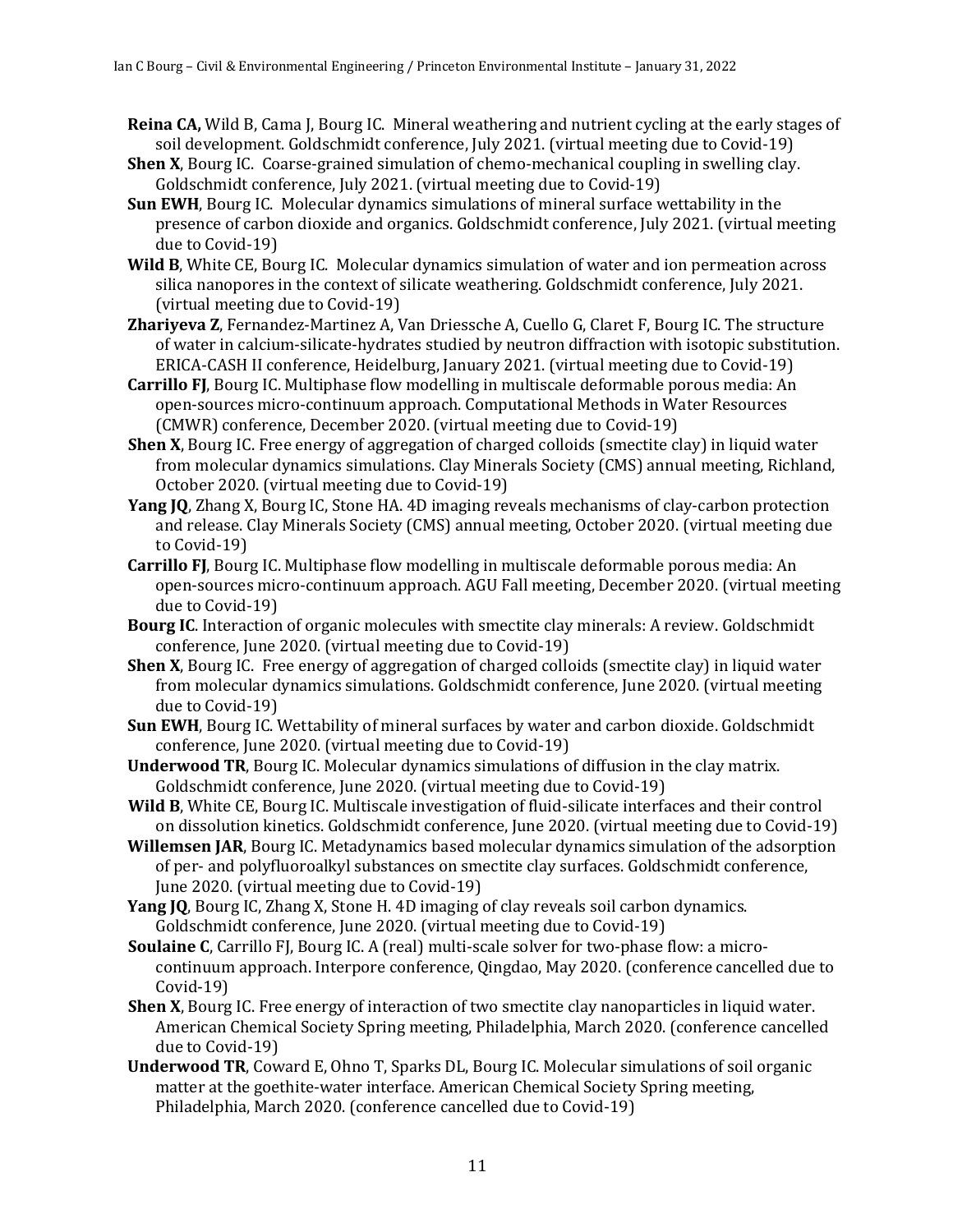**Reina CA,** Wild B, Cama J, Bourg IC. Mineral weathering and nutrient cycling at the early stages of soil development. Goldschmidt conference, July 2021. (virtual meeting due to Covid-19)

**Shen X**, Bourg IC. Coarse-grained simulation of chemo-mechanical coupling in swelling clay. Goldschmidt conference, July 2021. (virtual meeting due to Covid-19)

**Sun EWH**, Bourg IC. Molecular dynamics simulations of mineral surface wettability in the presence of carbon dioxide and organics. Goldschmidt conference, July 2021. (virtual meeting due to Covid-19)

**Wild B**, White CE, Bourg IC. Molecular dynamics simulation of water and ion permeation across silica nanopores in the context of silicate weathering. Goldschmidt conference, July 2021. (virtual meeting due to Covid-19)

**Zhariyeva Z**, Fernandez-Martinez A, Van Driessche A, Cuello G, Claret F, Bourg IC. The structure of water in calcium-silicate-hydrates studied by neutron diffraction with isotopic substitution. ERICA-CASH II conference, Heidelburg, January 2021. (virtual meeting due to Covid-19)

**Carrillo FJ**, Bourg IC. Multiphase flow modelling in multiscale deformable porous media: An open-sources micro-continuum approach. Computational Methods in Water Resources (CMWR) conference, December 2020. (virtual meeting due to Covid-19)

**Shen X**, Bourg IC. Free energy of aggregation of charged colloids (smectite clay) in liquid water from molecular dynamics simulations. Clay Minerals Society (CMS) annual meeting, Richland, October 2020. (virtual meeting due to Covid-19)

**Yang JQ**, Zhang X, Bourg IC, Stone HA. 4D imaging reveals mechanisms of clay-carbon protection and release. Clay Minerals Society (CMS) annual meeting, October 2020. (virtual meeting due to Covid-19)

**Carrillo FJ**, Bourg IC. Multiphase flow modelling in multiscale deformable porous media: An open-sources micro-continuum approach. AGU Fall meeting, December 2020. (virtual meeting due to Covid-19)

**Bourg IC**. Interaction of organic molecules with smectite clay minerals: A review. Goldschmidt conference, June 2020. (virtual meeting due to Covid-19)

**Shen X**, Bourg IC. Free energy of aggregation of charged colloids (smectite clay) in liquid water from molecular dynamics simulations. Goldschmidt conference, June 2020. (virtual meeting due to Covid-19)

**Sun EWH**, Bourg IC. Wettability of mineral surfaces by water and carbon dioxide. Goldschmidt conference, June 2020. (virtual meeting due to Covid-19)

**Underwood TR**, Bourg IC. Molecular dynamics simulations of diffusion in the clay matrix. Goldschmidt conference, June 2020. (virtual meeting due to Covid-19)

**Wild B**, White CE, Bourg IC. Multiscale investigation of fluid-silicate interfaces and their control on dissolution kinetics. Goldschmidt conference, June 2020. (virtual meeting due to Covid-19)

**Willemsen JAR**, Bourg IC. Metadynamics based molecular dynamics simulation of the adsorption of per- and polyfluoroalkyl substances on smectite clay surfaces. Goldschmidt conference, June 2020. (virtual meeting due to Covid-19)

**Yang JQ**, Bourg IC, Zhang X, Stone H. 4D imaging of clay reveals soil carbon dynamics. Goldschmidt conference, June 2020. (virtual meeting due to Covid-19)

**Soulaine C**, Carrillo FJ, Bourg IC. A (real) multi-scale solver for two-phase flow: a micro-continuum approach. Interpore conference, Qingdao, May 2020. (conference cancelled due to Covid-19)

**Shen X**, Bourg IC. Free energy of interaction of two smectite clay nanoparticles in liquid water. American Chemical Society Spring meeting, Philadelphia, March 2020. (conference cancelled due to Covid-19)

**Underwood TR**, Coward E, Ohno T, Sparks DL, Bourg IC. Molecular simulations of soil organic matter at the goethite-water interface. American Chemical Society Spring meeting, Philadelphia, March 2020. (conference cancelled due to Covid-19)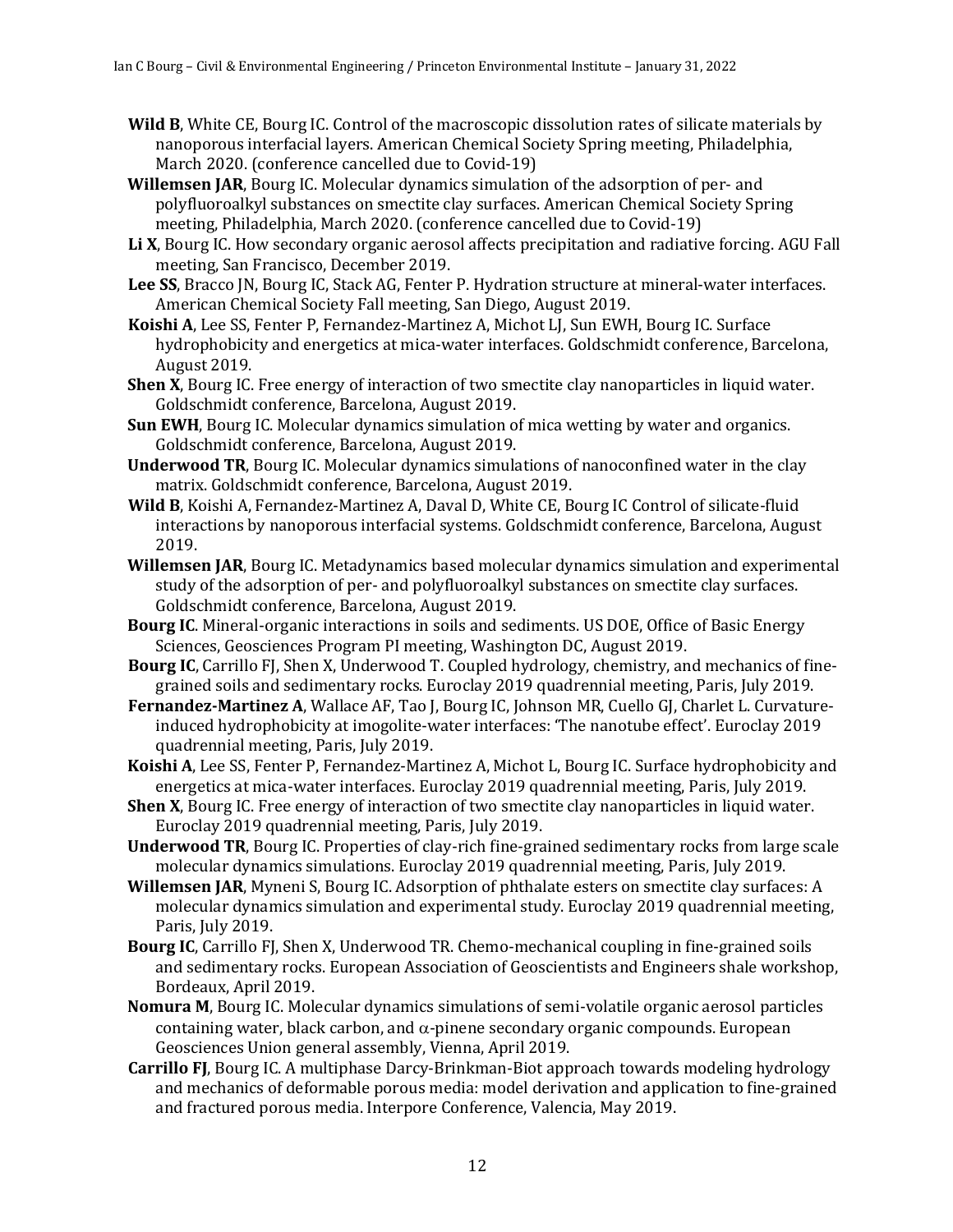**Wild B**, White CE, Bourg IC. Control of the macroscopic dissolution rates of silicate materials by nanoporous interfacial layers. American Chemical Society Spring meeting, Philadelphia, March 2020. (conference cancelled due to Covid-19)

**Willemsen JAR**, Bourg IC. Molecular dynamics simulation of the adsorption of per- and polyfluoroalkyl substances on smectite clay surfaces. American Chemical Society Spring meeting, Philadelphia, March 2020. (conference cancelled due to Covid-19)

**Li X**, Bourg IC. How secondary organic aerosol affects precipitation and radiative forcing. AGU Fall meeting, San Francisco, December 2019.

**Lee SS**, Bracco JN, Bourg IC, Stack AG, Fenter P. Hydration structure at mineral-water interfaces. American Chemical Society Fall meeting, San Diego, August 2019.

**Koishi A**, Lee SS, Fenter P, Fernandez-Martinez A, Michot LJ, Sun EWH, Bourg IC. Surface hydrophobicity and energetics at mica-water interfaces. Goldschmidt conference, Barcelona, August 2019.

**Shen X**, Bourg IC. Free energy of interaction of two smectite clay nanoparticles in liquid water. Goldschmidt conference, Barcelona, August 2019.

**Sun EWH**, Bourg IC. Molecular dynamics simulation of mica wetting by water and organics. Goldschmidt conference, Barcelona, August 2019.

**Underwood TR**, Bourg IC. Molecular dynamics simulations of nanoconfined water in the clay matrix. Goldschmidt conference, Barcelona, August 2019.

**Wild B**, Koishi A, Fernandez-Martinez A, Daval D, White CE, Bourg IC Control of silicate-fluid interactions by nanoporous interfacial systems. Goldschmidt conference, Barcelona, August 2019.

**Willemsen JAR**, Bourg IC. Metadynamics based molecular dynamics simulation and experimental study of the adsorption of per- and polyfluoroalkyl substances on smectite clay surfaces. Goldschmidt conference, Barcelona, August 2019.

**Bourg IC**. Mineral-organic interactions in soils and sediments. US DOE, Office of Basic Energy Sciences, Geosciences Program PI meeting, Washington DC, August 2019.

**Bourg IC**, Carrillo FJ, Shen X, Underwood T. Coupled hydrology, chemistry, and mechanics of fine-grained soils and sedimentary rocks. Euroclay 2019 quadrennial meeting, Paris, July 2019.

**Fernandez-Martinez A**, Wallace AF, Tao J, Bourg IC, Johnson MR, Cuello GJ, Charlet L. Curvature-induced hydrophobicity at imogolite-water interfaces: 'The nanotube effect'. Euroclay 2019 quadrennial meeting, Paris, July 2019.

**Koishi A**, Lee SS, Fenter P, Fernandez-Martinez A, Michot L, Bourg IC. Surface hydrophobicity and energetics at mica-water interfaces. Euroclay 2019 quadrennial meeting, Paris, July 2019.

**Shen X**, Bourg IC. Free energy of interaction of two smectite clay nanoparticles in liquid water. Euroclay 2019 quadrennial meeting, Paris, July 2019.

**Underwood TR**, Bourg IC. Properties of clay-rich fine-grained sedimentary rocks from large scale molecular dynamics simulations. Euroclay 2019 quadrennial meeting, Paris, July 2019.

**Willemsen JAR**, Myneni S, Bourg IC. Adsorption of phthalate esters on smectite clay surfaces: A molecular dynamics simulation and experimental study. Euroclay 2019 quadrennial meeting, Paris, July 2019.

**Bourg IC**, Carrillo FJ, Shen X, Underwood TR. Chemo-mechanical coupling in fine-grained soils and sedimentary rocks. European Association of Geoscientists and Engineers shale workshop, Bordeaux, April 2019.

**Nomura M**, Bourg IC. Molecular dynamics simulations of semi-volatile organic aerosol particles containing water, black carbon, and $\alpha$-pinene secondary organic compounds. European Geosciences Union general assembly, Vienna, April 2019.

**Carrillo FJ**, Bourg IC. A multiphase Darcy-Brinkman-Biot approach towards modeling hydrology and mechanics of deformable porous media: model derivation and application to fine-grained and fractured porous media. Interpore Conference, Valencia, May 2019.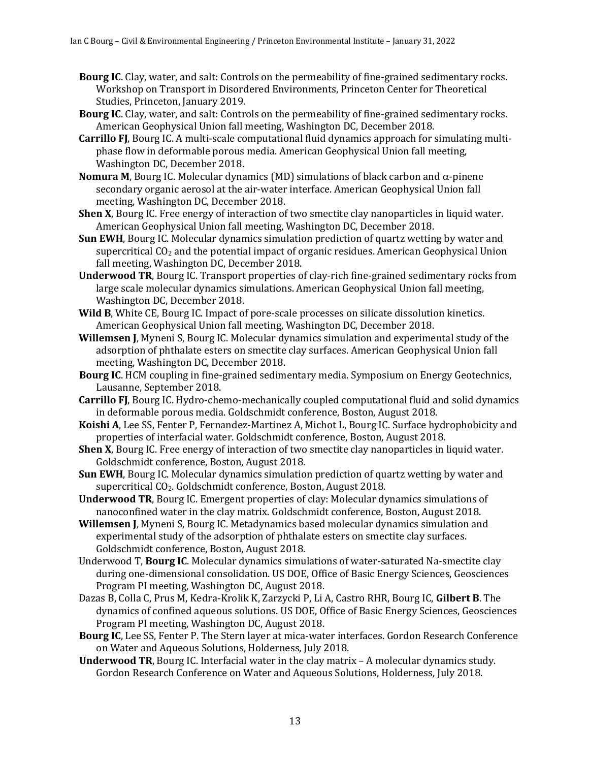**Bourg IC**. Clay, water, and salt: Controls on the permeability of fine-grained sedimentary rocks. Workshop on Transport in Disordered Environments, Princeton Center for Theoretical Studies, Princeton, January 2019.

**Bourg IC**. Clay, water, and salt: Controls on the permeability of fine-grained sedimentary rocks. American Geophysical Union fall meeting, Washington DC, December 2018.

**Carrillo FJ**, Bourg IC. A multi-scale computational fluid dynamics approach for simulating multi-phase flow in deformable porous media. American Geophysical Union fall meeting, Washington DC, December 2018.

**Nomura M**, Bourg IC. Molecular dynamics (MD) simulations of black carbon and $\alpha$-pinene secondary organic aerosol at the air-water interface. American Geophysical Union fall meeting, Washington DC, December 2018.

**Shen X**, Bourg IC. Free energy of interaction of two smectite clay nanoparticles in liquid water. American Geophysical Union fall meeting, Washington DC, December 2018.

**Sun EWH**, Bourg IC. Molecular dynamics simulation prediction of quartz wetting by water and supercritical $CO_2$ and the potential impact of organic residues. American Geophysical Union fall meeting, Washington DC, December 2018.

**Underwood TR**, Bourg IC. Transport properties of clay-rich fine-grained sedimentary rocks from large scale molecular dynamics simulations. American Geophysical Union fall meeting, Washington DC, December 2018.

**Wild B**, White CE, Bourg IC. Impact of pore-scale processes on silicate dissolution kinetics. American Geophysical Union fall meeting, Washington DC, December 2018.

**Willemsen J**, Myneni S, Bourg IC. Molecular dynamics simulation and experimental study of the adsorption of phthalate esters on smectite clay surfaces. American Geophysical Union fall meeting, Washington DC, December 2018.

**Bourg IC**. HCM coupling in fine-grained sedimentary media. Symposium on Energy Geotechnics, Lausanne, September 2018.

**Carrillo FJ**, Bourg IC. Hydro-chemo-mechanically coupled computational fluid and solid dynamics in deformable porous media. Goldschmidt conference, Boston, August 2018.

**Koishi A**, Lee SS, Fenter P, Fernandez-Martinez A, Michot L, Bourg IC. Surface hydrophobicity and properties of interfacial water. Goldschmidt conference, Boston, August 2018.

**Shen X**, Bourg IC. Free energy of interaction of two smectite clay nanoparticles in liquid water. Goldschmidt conference, Boston, August 2018.

**Sun EWH**, Bourg IC. Molecular dynamics simulation prediction of quartz wetting by water and supercritical $CO_2$. Goldschmidt conference, Boston, August 2018.

**Underwood TR**, Bourg IC. Emergent properties of clay: Molecular dynamics simulations of nanoconfined water in the clay matrix. Goldschmidt conference, Boston, August 2018.

**Willemsen J**, Myneni S, Bourg IC. Metadynamics based molecular dynamics simulation and experimental study of the adsorption of phthalate esters on smectite clay surfaces. Goldschmidt conference, Boston, August 2018.

Underwood T, **Bourg IC**. Molecular dynamics simulations of water-saturated Na-smectite clay during one-dimensional consolidation. US DOE, Office of Basic Energy Sciences, Geosciences Program PI meeting, Washington DC, August 2018.

Dazas B, Colla C, Prus M, Kedra-Krolik K, Zarzycki P, Li A, Castro RHR, Bourg IC, **Gilbert B**. The dynamics of confined aqueous solutions. US DOE, Office of Basic Energy Sciences, Geosciences Program PI meeting, Washington DC, August 2018.

**Bourg IC**, Lee SS, Fenter P. The Stern layer at mica-water interfaces. Gordon Research Conference on Water and Aqueous Solutions, Holderness, July 2018.

**Underwood TR**, Bourg IC. Interfacial water in the clay matrix – A molecular dynamics study. Gordon Research Conference on Water and Aqueous Solutions, Holderness, July 2018.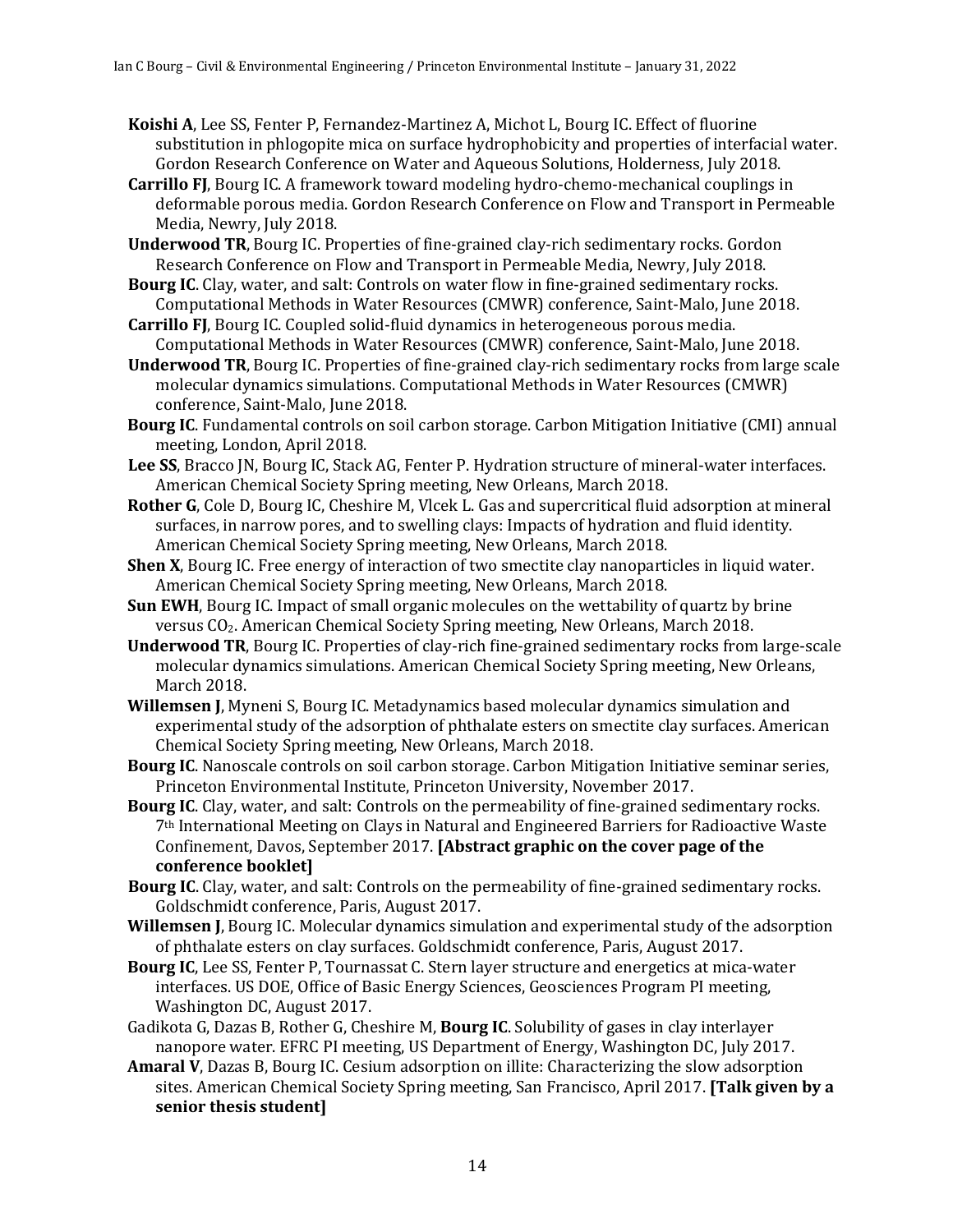**Koishi A**, Lee SS, Fenter P, Fernandez-Martinez A, Michot L, Bourg IC. Effect of fluorine substitution in phlogopite mica on surface hydrophobicity and properties of interfacial water. Gordon Research Conference on Water and Aqueous Solutions, Holderness, July 2018.

**Carrillo FJ**, Bourg IC. A framework toward modeling hydro-chemo-mechanical couplings in deformable porous media. Gordon Research Conference on Flow and Transport in Permeable Media, Newry, July 2018.

**Underwood TR**, Bourg IC. Properties of fine-grained clay-rich sedimentary rocks. Gordon Research Conference on Flow and Transport in Permeable Media, Newry, July 2018.

**Bourg IC**. Clay, water, and salt: Controls on water flow in fine-grained sedimentary rocks. Computational Methods in Water Resources (CMWR) conference, Saint-Malo, June 2018.

**Carrillo FJ**, Bourg IC. Coupled solid-fluid dynamics in heterogeneous porous media. Computational Methods in Water Resources (CMWR) conference, Saint-Malo, June 2018.

**Underwood TR**, Bourg IC. Properties of fine-grained clay-rich sedimentary rocks from large scale molecular dynamics simulations. Computational Methods in Water Resources (CMWR) conference, Saint-Malo, June 2018.

**Bourg IC**. Fundamental controls on soil carbon storage. Carbon Mitigation Initiative (CMI) annual meeting, London, April 2018.

**Lee SS**, Bracco JN, Bourg IC, Stack AG, Fenter P. Hydration structure of mineral-water interfaces. American Chemical Society Spring meeting, New Orleans, March 2018.

**Rother G**, Cole D, Bourg IC, Cheshire M, Vlcek L. Gas and supercritical fluid adsorption at mineral surfaces, in narrow pores, and to swelling clays: Impacts of hydration and fluid identity. American Chemical Society Spring meeting, New Orleans, March 2018.

**Shen X**, Bourg IC. Free energy of interaction of two smectite clay nanoparticles in liquid water. American Chemical Society Spring meeting, New Orleans, March 2018.

**Sun EWH**, Bourg IC. Impact of small organic molecules on the wettability of quartz by brine versus $CO_2$. American Chemical Society Spring meeting, New Orleans, March 2018.

**Underwood TR**, Bourg IC. Properties of clay-rich fine-grained sedimentary rocks from large-scale molecular dynamics simulations. American Chemical Society Spring meeting, New Orleans, March 2018.

**Willemsen J**, Myneni S, Bourg IC. Metadynamics based molecular dynamics simulation and experimental study of the adsorption of phthalate esters on smectite clay surfaces. American Chemical Society Spring meeting, New Orleans, March 2018.

**Bourg IC**. Nanoscale controls on soil carbon storage. Carbon Mitigation Initiative seminar series, Princeton Environmental Institute, Princeton University, November 2017.

**Bourg IC**. Clay, water, and salt: Controls on the permeability of fine-grained sedimentary rocks. 7th International Meeting on Clays in Natural and Engineered Barriers for Radioactive Waste Confinement, Davos, September 2017. **[Abstract graphic on the cover page of the conference booklet]**

**Bourg IC**. Clay, water, and salt: Controls on the permeability of fine-grained sedimentary rocks. Goldschmidt conference, Paris, August 2017.

**Willemsen J**, Bourg IC. Molecular dynamics simulation and experimental study of the adsorption of phthalate esters on clay surfaces. Goldschmidt conference, Paris, August 2017.

**Bourg IC**, Lee SS, Fenter P, Tournassat C. Stern layer structure and energetics at mica-water interfaces. US DOE, Office of Basic Energy Sciences, Geosciences Program PI meeting, Washington DC, August 2017.

Gadikota G, Dazas B, Rother G, Cheshire M, **Bourg IC**. Solubility of gases in clay interlayer nanopore water. EFRC PI meeting, US Department of Energy, Washington DC, July 2017.

**Amaral V**, Dazas B, Bourg IC. Cesium adsorption on illite: Characterizing the slow adsorption sites. American Chemical Society Spring meeting, San Francisco, April 2017. **[Talk given by a senior thesis student]**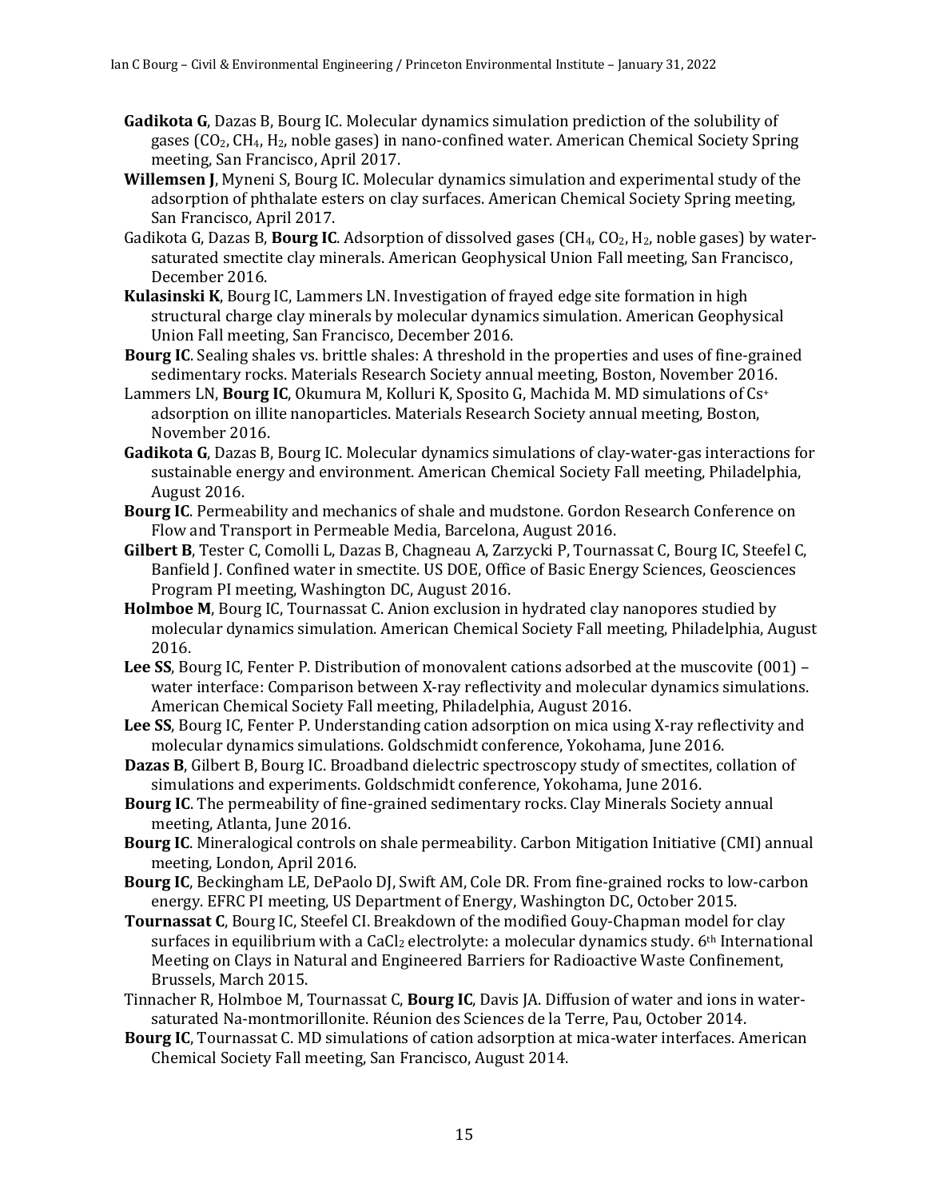**Gadikota G**, Dazas B, Bourg IC. Molecular dynamics simulation prediction of the solubility of gases ($CO_2$, $CH_4$, $H_2$, noble gases) in nano-confined water. American Chemical Society Spring meeting, San Francisco, April 2017.

**Willemsen J**, Myneni S, Bourg IC. Molecular dynamics simulation and experimental study of the adsorption of phthalate esters on clay surfaces. American Chemical Society Spring meeting, San Francisco, April 2017.

Gadikota G, Dazas B, **Bourg IC**. Adsorption of dissolved gases ($CH_4$, $CO_2$, $H_2$, noble gases) by water-saturated smectite clay minerals. American Geophysical Union Fall meeting, San Francisco, December 2016.

**Kulasinski K**, Bourg IC, Lammers LN. Investigation of frayed edge site formation in high structural charge clay minerals by molecular dynamics simulation. American Geophysical Union Fall meeting, San Francisco, December 2016.

**Bourg IC**. Sealing shales vs. brittle shales: A threshold in the properties and uses of fine-grained sedimentary rocks. Materials Research Society annual meeting, Boston, November 2016.

Lammers LN, **Bourg IC**, Okumura M, Kolluri K, Sposito G, Machida M. MD simulations of $Cs^+$ adsorption on illite nanoparticles. Materials Research Society annual meeting, Boston, November 2016.

**Gadikota G**, Dazas B, Bourg IC. Molecular dynamics simulations of clay-water-gas interactions for sustainable energy and environment. American Chemical Society Fall meeting, Philadelphia, August 2016.

**Bourg IC**. Permeability and mechanics of shale and mudstone. Gordon Research Conference on Flow and Transport in Permeable Media, Barcelona, August 2016.

**Gilbert B**, Tester C, Comolli L, Dazas B, Chagneau A, Zarzycki P, Tournassat C, Bourg IC, Steefel C, Banfield J. Confined water in smectite. US DOE, Office of Basic Energy Sciences, Geosciences Program PI meeting, Washington DC, August 2016.

**Holmboe M**, Bourg IC, Tournassat C. Anion exclusion in hydrated clay nanopores studied by molecular dynamics simulation. American Chemical Society Fall meeting, Philadelphia, August 2016.

**Lee SS**, Bourg IC, Fenter P. Distribution of monovalent cations adsorbed at the muscovite (001) – water interface: Comparison between X-ray reflectivity and molecular dynamics simulations. American Chemical Society Fall meeting, Philadelphia, August 2016.

**Lee SS**, Bourg IC, Fenter P. Understanding cation adsorption on mica using X-ray reflectivity and molecular dynamics simulations. Goldschmidt conference, Yokohama, June 2016.

**Dazas B**, Gilbert B, Bourg IC. Broadband dielectric spectroscopy study of smectites, collation of simulations and experiments. Goldschmidt conference, Yokohama, June 2016.

**Bourg IC**. The permeability of fine-grained sedimentary rocks. Clay Minerals Society annual meeting, Atlanta, June 2016.

**Bourg IC**. Mineralogical controls on shale permeability. Carbon Mitigation Initiative (CMI) annual meeting, London, April 2016.

**Bourg IC**, Beckingham LE, DePaolo DJ, Swift AM, Cole DR. From fine-grained rocks to low-carbon energy. EFRC PI meeting, US Department of Energy, Washington DC, October 2015.

**Tournassat C**, Bourg IC, Steefel CI. Breakdown of the modified Gouy-Chapman model for clay surfaces in equilibrium with a $CaCl_2$ electrolyte: a molecular dynamics study. 6th International Meeting on Clays in Natural and Engineered Barriers for Radioactive Waste Confinement, Brussels, March 2015.

Tinnacher R, Holmboe M, Tournassat C, **Bourg IC**, Davis JA. Diffusion of water and ions in water-saturated Na-montmorillonite. Réunion des Sciences de la Terre, Pau, October 2014.

**Bourg IC**, Tournassat C. MD simulations of cation adsorption at mica-water interfaces. American Chemical Society Fall meeting, San Francisco, August 2014.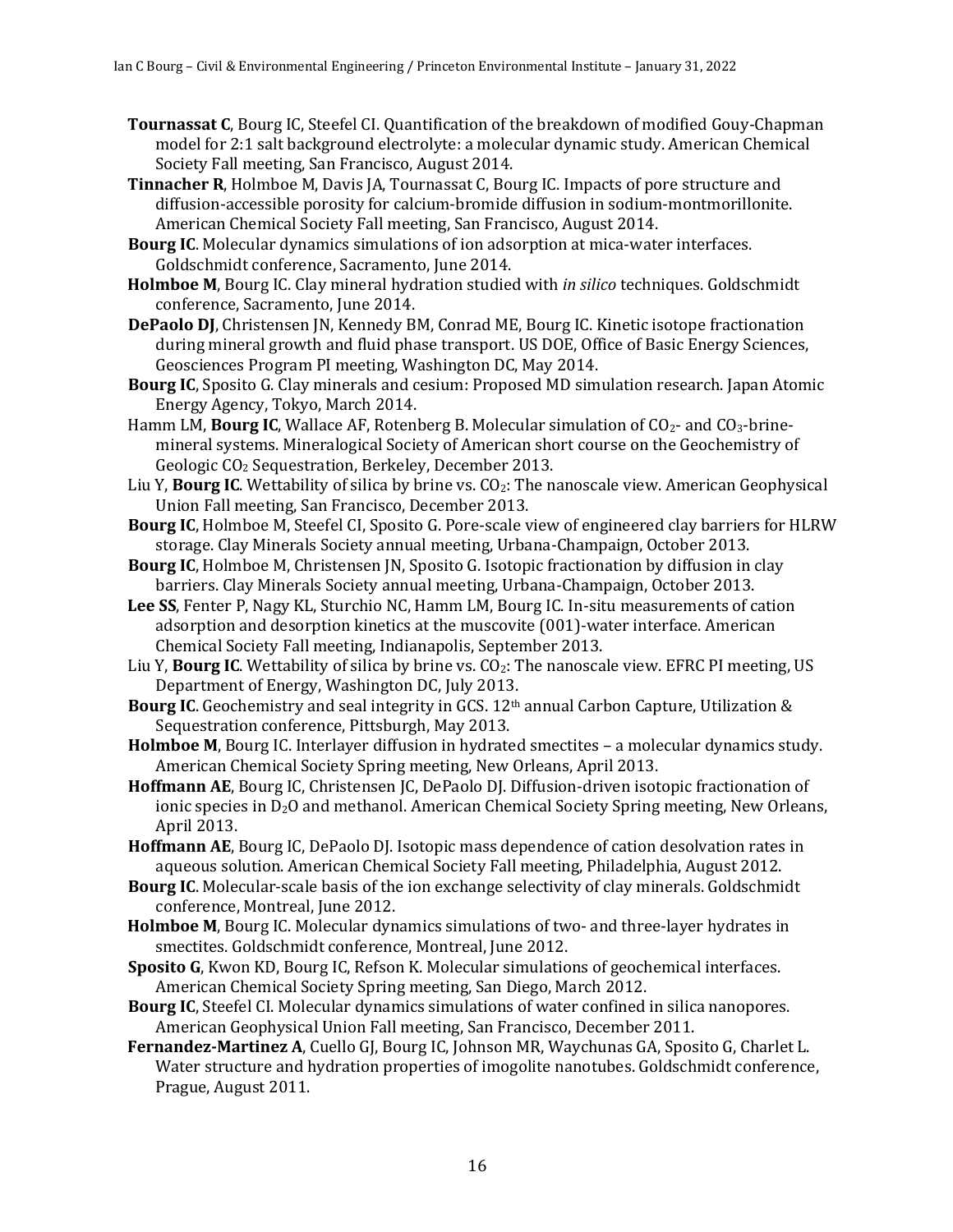**Tournassat C**, Bourg IC, Steefel CI. Quantification of the breakdown of modified Gouy-Chapman model for 2:1 salt background electrolyte: a molecular dynamic study. American Chemical Society Fall meeting, San Francisco, August 2014.

**Tinnacher R**, Holmboe M, Davis JA, Tournassat C, Bourg IC. Impacts of pore structure and diffusion-accessible porosity for calcium-bromide diffusion in sodium-montmorillonite. American Chemical Society Fall meeting, San Francisco, August 2014.

**Bourg IC**. Molecular dynamics simulations of ion adsorption at mica-water interfaces. Goldschmidt conference, Sacramento, June 2014.

**Holmboe M**, Bourg IC. Clay mineral hydration studied with *in silico* techniques. Goldschmidt conference, Sacramento, June 2014.

**DePaolo DJ**, Christensen JN, Kennedy BM, Conrad ME, Bourg IC. Kinetic isotope fractionation during mineral growth and fluid phase transport. US DOE, Office of Basic Energy Sciences, Geosciences Program PI meeting, Washington DC, May 2014.

**Bourg IC**, Sposito G. Clay minerals and cesium: Proposed MD simulation research. Japan Atomic Energy Agency, Tokyo, March 2014.

Hamm LM, **Bourg IC**, Wallace AF, Rotenberg B. Molecular simulation of $CO_2$- and $CO_3$-brine-mineral systems. Mineralogical Society of American short course on the Geochemistry of Geologic $CO_2$ Sequestration, Berkeley, December 2013.

Liu Y, **Bourg IC**. Wettability of silica by brine vs. $CO_2$: The nanoscale view. American Geophysical Union Fall meeting, San Francisco, December 2013.

**Bourg IC**, Holmboe M, Steefel CI, Sposito G. Pore-scale view of engineered clay barriers for HLRW storage. Clay Minerals Society annual meeting, Urbana-Champaign, October 2013.

**Bourg IC**, Holmboe M, Christensen JN, Sposito G. Isotopic fractionation by diffusion in clay barriers. Clay Minerals Society annual meeting, Urbana-Champaign, October 2013.

**Lee SS**, Fenter P, Nagy KL, Sturchio NC, Hamm LM, Bourg IC. In-situ measurements of cation adsorption and desorption kinetics at the muscovite (001)-water interface. American Chemical Society Fall meeting, Indianapolis, September 2013.

Liu Y, **Bourg IC**. Wettability of silica by brine vs. $CO_2$: The nanoscale view. EFRC PI meeting, US Department of Energy, Washington DC, July 2013.

**Bourg IC**. Geochemistry and seal integrity in GCS. 12th annual Carbon Capture, Utilization & Sequestration conference, Pittsburgh, May 2013.

**Holmboe M**, Bourg IC. Interlayer diffusion in hydrated smectites – a molecular dynamics study. American Chemical Society Spring meeting, New Orleans, April 2013.

**Hoffmann AE**, Bourg IC, Christensen JC, DePaolo DJ. Diffusion-driven isotopic fractionation of ionic species in $D_2O$ and methanol. American Chemical Society Spring meeting, New Orleans, April 2013.

**Hoffmann AE**, Bourg IC, DePaolo DJ. Isotopic mass dependence of cation desolvation rates in aqueous solution. American Chemical Society Fall meeting, Philadelphia, August 2012.

**Bourg IC**. Molecular-scale basis of the ion exchange selectivity of clay minerals. Goldschmidt conference, Montreal, June 2012.

**Holmboe M**, Bourg IC. Molecular dynamics simulations of two- and three-layer hydrates in smectites. Goldschmidt conference, Montreal, June 2012.

**Sposito G**, Kwon KD, Bourg IC, Refson K. Molecular simulations of geochemical interfaces. American Chemical Society Spring meeting, San Diego, March 2012.

**Bourg IC**, Steefel CI. Molecular dynamics simulations of water confined in silica nanopores. American Geophysical Union Fall meeting, San Francisco, December 2011.

**Fernandez-Martinez A**, Cuello GJ, Bourg IC, Johnson MR, Waychunas GA, Sposito G, Charlet L. Water structure and hydration properties of imogolite nanotubes. Goldschmidt conference, Prague, August 2011.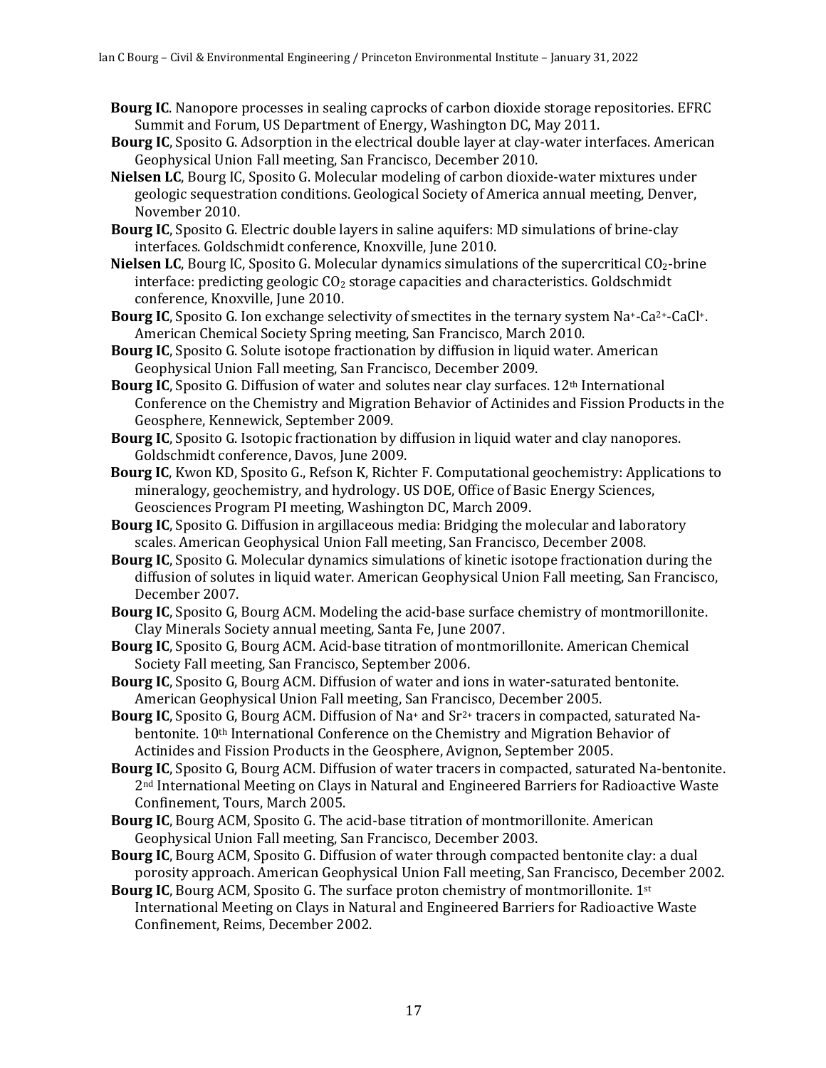**Bourg IC**. Nanopore processes in sealing caprocks of carbon dioxide storage repositories. EFRC Summit and Forum, US Department of Energy, Washington DC, May 2011.

**Bourg IC**, Sposito G. Adsorption in the electrical double layer at clay-water interfaces. American Geophysical Union Fall meeting, San Francisco, December 2010.

**Nielsen LC**, Bourg IC, Sposito G. Molecular modeling of carbon dioxide-water mixtures under geologic sequestration conditions. Geological Society of America annual meeting, Denver, November 2010.

**Bourg IC**, Sposito G. Electric double layers in saline aquifers: MD simulations of brine-clay interfaces. Goldschmidt conference, Knoxville, June 2010.

**Nielsen LC**, Bourg IC, Sposito G. Molecular dynamics simulations of the supercritical $CO_2$-brine interface: predicting geologic $CO_2$ storage capacities and characteristics. Goldschmidt conference, Knoxville, June 2010.

**Bourg IC**, Sposito G. Ion exchange selectivity of smectites in the ternary system $Na^+$-$Ca^{2+}$-$CaCl^+$. American Chemical Society Spring meeting, San Francisco, March 2010.

**Bourg IC**, Sposito G. Solute isotope fractionation by diffusion in liquid water. American Geophysical Union Fall meeting, San Francisco, December 2009.

**Bourg IC**, Sposito G. Diffusion of water and solutes near clay surfaces. 12th International Conference on the Chemistry and Migration Behavior of Actinides and Fission Products in the Geosphere, Kennewick, September 2009.

**Bourg IC**, Sposito G. Isotopic fractionation by diffusion in liquid water and clay nanopores. Goldschmidt conference, Davos, June 2009.

**Bourg IC**, Kwon KD, Sposito G., Refson K, Richter F. Computational geochemistry: Applications to mineralogy, geochemistry, and hydrology. US DOE, Office of Basic Energy Sciences, Geosciences Program PI meeting, Washington DC, March 2009.

**Bourg IC**, Sposito G. Diffusion in argillaceous media: Bridging the molecular and laboratory scales. American Geophysical Union Fall meeting, San Francisco, December 2008.

**Bourg IC**, Sposito G. Molecular dynamics simulations of kinetic isotope fractionation during the diffusion of solutes in liquid water. American Geophysical Union Fall meeting, San Francisco, December 2007.

**Bourg IC**, Sposito G, Bourg ACM. Modeling the acid-base surface chemistry of montmorillonite. Clay Minerals Society annual meeting, Santa Fe, June 2007.

**Bourg IC**, Sposito G, Bourg ACM. Acid-base titration of montmorillonite. American Chemical Society Fall meeting, San Francisco, September 2006.

**Bourg IC**, Sposito G, Bourg ACM. Diffusion of water and ions in water-saturated bentonite. American Geophysical Union Fall meeting, San Francisco, December 2005.

**Bourg IC**, Sposito G, Bourg ACM. Diffusion of $Na^+$ and $Sr^{2+}$ tracers in compacted, saturated Na-bentonite. 10th International Conference on the Chemistry and Migration Behavior of Actinides and Fission Products in the Geosphere, Avignon, September 2005.

**Bourg IC**, Sposito G, Bourg ACM. Diffusion of water tracers in compacted, saturated Na-bentonite. 2nd International Meeting on Clays in Natural and Engineered Barriers for Radioactive Waste Confinement, Tours, March 2005.

**Bourg IC**, Bourg ACM, Sposito G. The acid-base titration of montmorillonite. American Geophysical Union Fall meeting, San Francisco, December 2003.

**Bourg IC**, Bourg ACM, Sposito G. Diffusion of water through compacted bentonite clay: a dual porosity approach. American Geophysical Union Fall meeting, San Francisco, December 2002.

**Bourg IC**, Bourg ACM, Sposito G. The surface proton chemistry of montmorillonite. 1st International Meeting on Clays in Natural and Engineered Barriers for Radioactive Waste Confinement, Reims, December 2002.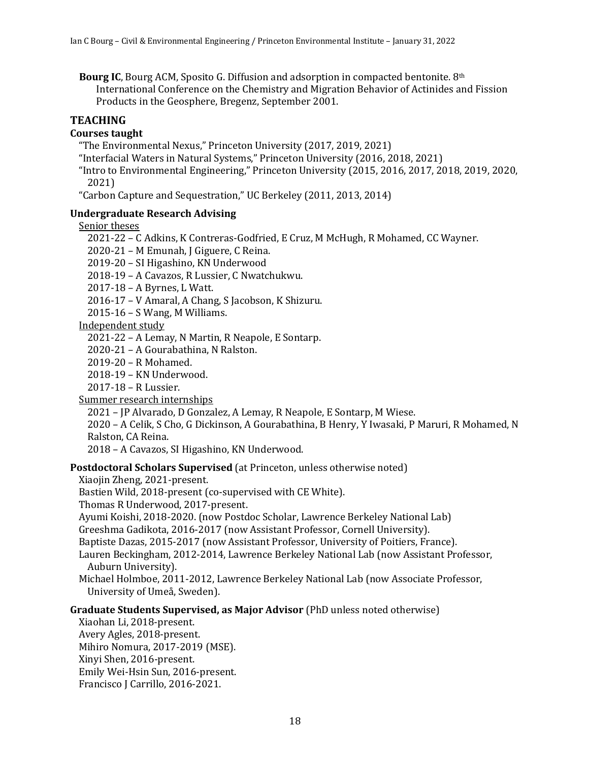**Bourg IC**, Bourg ACM, Sposito G. Diffusion and adsorption in compacted bentonite. 8th International Conference on the Chemistry and Migration Behavior of Actinides and Fission Products in the Geosphere, Bregenz, September 2001.

## TEACHING

### Courses taught

"The Environmental Nexus," Princeton University (2017, 2019, 2021)
"Interfacial Waters in Natural Systems," Princeton University (2016, 2018, 2021)
"Intro to Environmental Engineering," Princeton University (2015, 2016, 2017, 2018, 2019, 2020, 2021)
"Carbon Capture and Sequestration," UC Berkeley (2011, 2013, 2014)

### Undergraduate Research Advising

Senior theses

2021-22 – C Adkins, K Contreras-Godfried, E Cruz, M McHugh, R Mohamed, CC Wayner.
2020-21 – M Emunah, J Giguere, C Reina.
2019-20 – SI Higashino, KN Underwood
2018-19 – A Cavazos, R Lussier, C Nwatchukwu.
2017-18 – A Byrnes, L Watt.
2016-17 – V Amaral, A Chang, S Jacobson, K Shizuru.
2015-16 – S Wang, M Williams.

Independent study

2021-22 – A Lemay, N Martin, R Neapole, E Sontarp.
2020-21 – A Gourabathina, N Ralston.
2019-20 – R Mohamed.
2018-19 – KN Underwood.
2017-18 – R Lussier.

Summer research internships

2021 – JP Alvarado, D Gonzalez, A Lemay, R Neapole, E Sontarp, M Wiese.
2020 – A Celik, S Cho, G Dickinson, A Gourabathina, B Henry, Y Iwasaki, P Maruri, R Mohamed, N Ralston, CA Reina.
2018 – A Cavazos, SI Higashino, KN Underwood.

### Postdoctoral Scholars Supervised (at Princeton, unless otherwise noted)

Xiaojin Zheng, 2021-present.
Bastien Wild, 2018-present (co-supervised with CE White).
Thomas R Underwood, 2017-present.
Ayumi Koishi, 2018-2020. (now Postdoc Scholar, Lawrence Berkeley National Lab)
Greeshma Gadikota, 2016-2017 (now Assistant Professor, Cornell University).
Baptiste Dazas, 2015-2017 (now Assistant Professor, University of Poitiers, France).
Lauren Beckingham, 2012-2014, Lawrence Berkeley National Lab (now Assistant Professor, Auburn University).
Michael Holmboe, 2011-2012, Lawrence Berkeley National Lab (now Associate Professor, University of Umeå, Sweden).

### Graduate Students Supervised, as Major Advisor (PhD unless noted otherwise)

Xiaohan Li, 2018-present.
Avery Agles, 2018-present.
Mihiro Nomura, 2017-2019 (MSE).
Xinyi Shen, 2016-present.
Emily Wei-Hsin Sun, 2016-present.
Francisco J Carrillo, 2016-2021.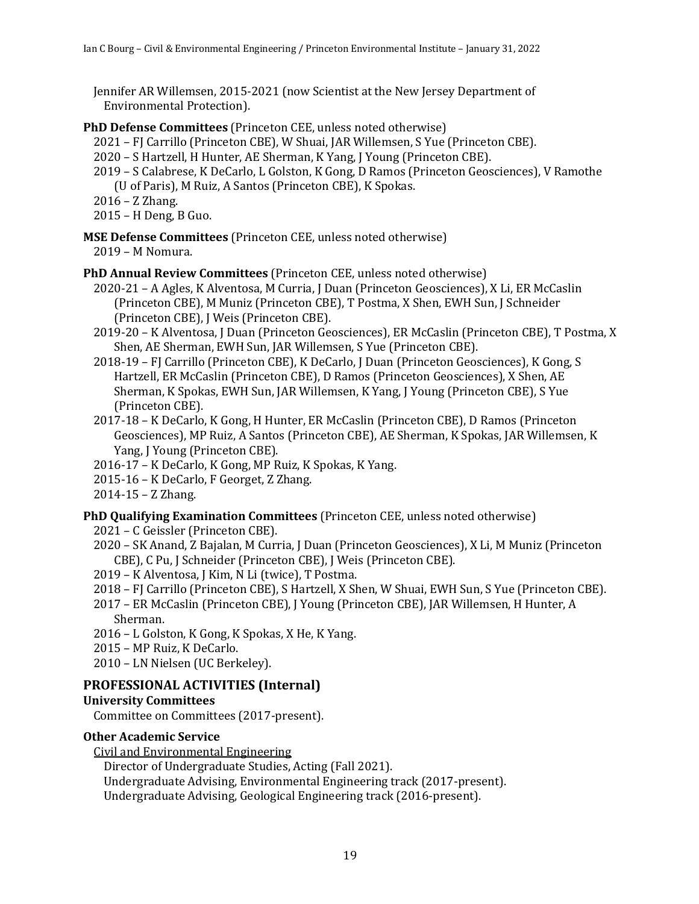Jennifer AR Willemsen, 2015-2021 (now Scientist at the New Jersey Department of Environmental Protection).

**PhD Defense Committees** (Princeton CEE, unless noted otherwise)

2021 – FJ Carrillo (Princeton CBE), W Shuai, JAR Willemsen, S Yue (Princeton CBE).
2020 – S Hartzell, H Hunter, AE Sherman, K Yang, J Young (Princeton CBE).
2019 – S Calabrese, K DeCarlo, L Golston, K Gong, D Ramos (Princeton Geosciences), V Ramothe (U of Paris), M Ruiz, A Santos (Princeton CBE), K Spokas.
2016 – Z Zhang.
2015 – H Deng, B Guo.

**MSE Defense Committees** (Princeton CEE, unless noted otherwise)

2019 – M Nomura.

**PhD Annual Review Committees** (Princeton CEE, unless noted otherwise)

2020-21 – A Agles, K Alventosa, M Curria, J Duan (Princeton Geosciences), X Li, ER McCaslin (Princeton CBE), M Muniz (Princeton CBE), T Postma, X Shen, EWH Sun, J Schneider (Princeton CBE), J Weis (Princeton CBE).
2019-20 – K Alventosa, J Duan (Princeton Geosciences), ER McCaslin (Princeton CBE), T Postma, X Shen, AE Sherman, EWH Sun, JAR Willemsen, S Yue (Princeton CBE).
2018-19 – FJ Carrillo (Princeton CBE), K DeCarlo, J Duan (Princeton Geosciences), K Gong, S Hartzell, ER McCaslin (Princeton CBE), D Ramos (Princeton Geosciences), X Shen, AE Sherman, K Spokas, EWH Sun, JAR Willemsen, K Yang, J Young (Princeton CBE), S Yue (Princeton CBE).
2017-18 – K DeCarlo, K Gong, H Hunter, ER McCaslin (Princeton CBE), D Ramos (Princeton Geosciences), MP Ruiz, A Santos (Princeton CBE), AE Sherman, K Spokas, JAR Willemsen, K Yang, J Young (Princeton CBE).
2016-17 – K DeCarlo, K Gong, MP Ruiz, K Spokas, K Yang.
2015-16 – K DeCarlo, F Georget, Z Zhang.
2014-15 – Z Zhang.

**PhD Qualifying Examination Committees** (Princeton CEE, unless noted otherwise)

2021 – C Geissler (Princeton CBE).
2020 – SK Anand, Z Bajalan, M Curria, J Duan (Princeton Geosciences), X Li, M Muniz (Princeton CBE), C Pu, J Schneider (Princeton CBE), J Weis (Princeton CBE).
2019 – K Alventosa, J Kim, N Li (twice), T Postma.
2018 – FJ Carrillo (Princeton CBE), S Hartzell, X Shen, W Shuai, EWH Sun, S Yue (Princeton CBE).
2017 – ER McCaslin (Princeton CBE), J Young (Princeton CBE), JAR Willemsen, H Hunter, A Sherman.
2016 – L Golston, K Gong, K Spokas, X He, K Yang.
2015 – MP Ruiz, K DeCarlo.
2010 – LN Nielsen (UC Berkeley).

## PROFESSIONAL ACTIVITIES (Internal)

### University Committees

Committee on Committees (2017-present).

### Other Academic Service

<u>Civil and Environmental Engineering</u>

Director of Undergraduate Studies, Acting (Fall 2021).
Undergraduate Advising, Environmental Engineering track (2017-present).
Undergraduate Advising, Geological Engineering track (2016-present).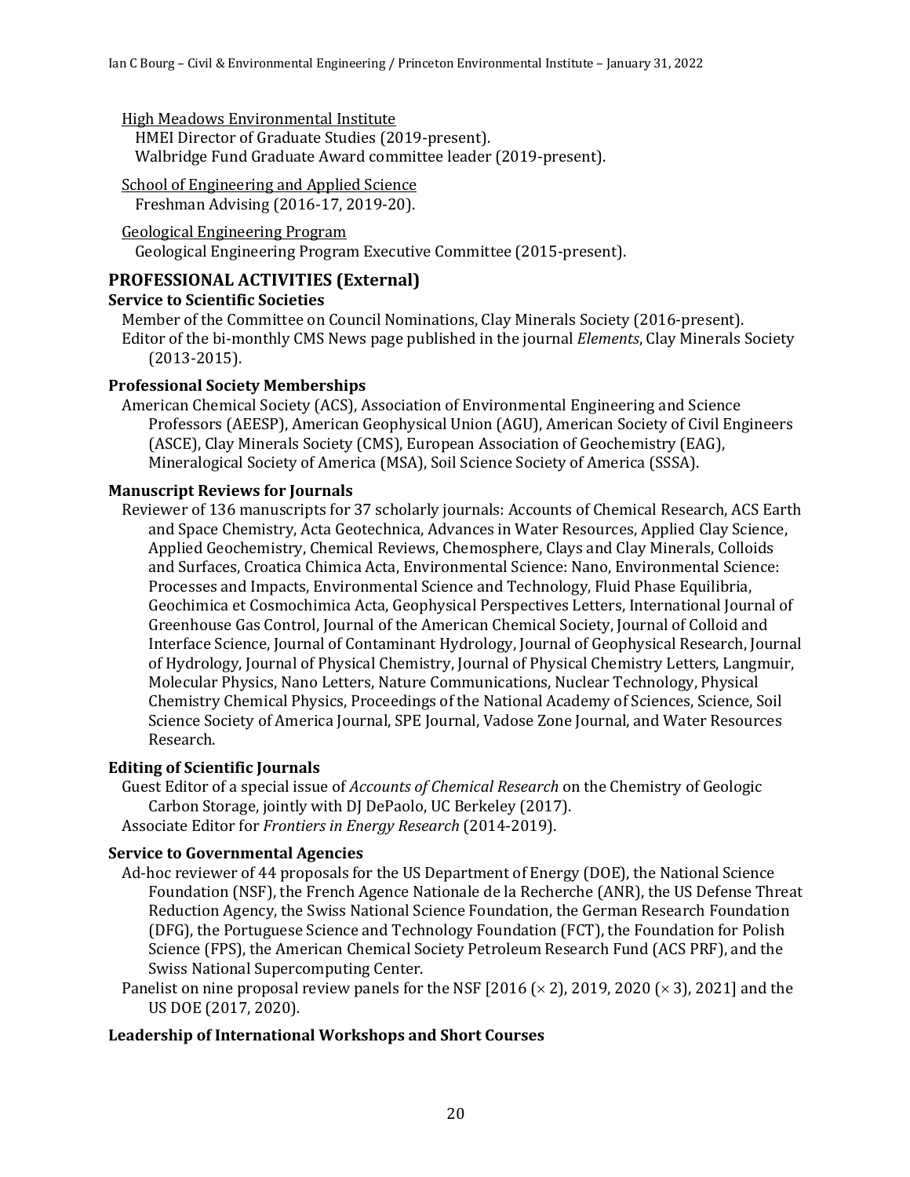High Meadows Environmental Institute

HMEI Director of Graduate Studies (2019-present).
Walbridge Fund Graduate Award committee leader (2019-present).

School of Engineering and Applied Science

Freshman Advising (2016-17, 2019-20).

Geological Engineering Program

Geological Engineering Program Executive Committee (2015-present).

## PROFESSIONAL ACTIVITIES (External)

### Service to Scientific Societies

Member of the Committee on Council Nominations, Clay Minerals Society (2016-present).
Editor of the bi-monthly CMS News page published in the journal *Elements*, Clay Minerals Society (2013-2015).

### Professional Society Memberships

American Chemical Society (ACS), Association of Environmental Engineering and Science Professors (AEESP), American Geophysical Union (AGU), American Society of Civil Engineers (ASCE), Clay Minerals Society (CMS), European Association of Geochemistry (EAG), Mineralogical Society of America (MSA), Soil Science Society of America (SSSA).

### Manuscript Reviews for Journals

Reviewer of 136 manuscripts for 37 scholarly journals: Accounts of Chemical Research, ACS Earth and Space Chemistry, Acta Geotechnica, Advances in Water Resources, Applied Clay Science, Applied Geochemistry, Chemical Reviews, Chemosphere, Clays and Clay Minerals, Colloids and Surfaces, Croatica Chimica Acta, Environmental Science: Nano, Environmental Science: Processes and Impacts, Environmental Science and Technology, Fluid Phase Equilibria, Geochimica et Cosmochimica Acta, Geophysical Perspectives Letters, International Journal of Greenhouse Gas Control, Journal of the American Chemical Society, Journal of Colloid and Interface Science, Journal of Contaminant Hydrology, Journal of Geophysical Research, Journal of Hydrology, Journal of Physical Chemistry, Journal of Physical Chemistry Letters, Langmuir, Molecular Physics, Nano Letters, Nature Communications, Nuclear Technology, Physical Chemistry Chemical Physics, Proceedings of the National Academy of Sciences, Science, Soil Science Society of America Journal, SPE Journal, Vadose Zone Journal, and Water Resources Research.

### Editing of Scientific Journals

Guest Editor of a special issue of *Accounts of Chemical Research* on the Chemistry of Geologic Carbon Storage, jointly with DJ DePaolo, UC Berkeley (2017).
Associate Editor for *Frontiers in Energy Research* (2014-2019).

### Service to Governmental Agencies

Ad-hoc reviewer of 44 proposals for the US Department of Energy (DOE), the National Science Foundation (NSF), the French Agence Nationale de la Recherche (ANR), the US Defense Threat Reduction Agency, the Swiss National Science Foundation, the German Research Foundation (DFG), the Portuguese Science and Technology Foundation (FCT), the Foundation for Polish Science (FPS), the American Chemical Society Petroleum Research Fund (ACS PRF), and the Swiss National Supercomputing Center.
Panelist on nine proposal review panels for the NSF [2016 ($\times$ 2), 2019, 2020 ($\times$ 3), 2021] and the US DOE (2017, 2020).

### Leadership of International Workshops and Short Courses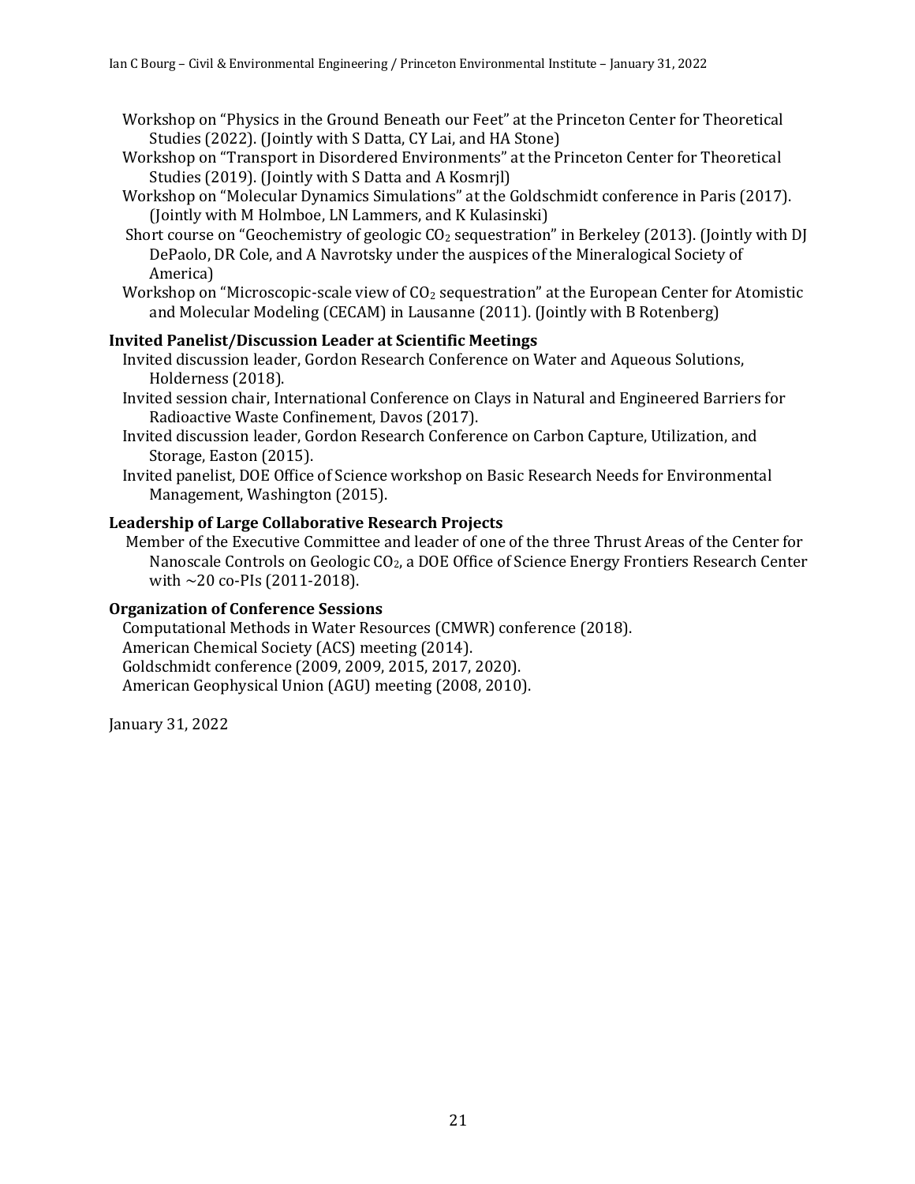Workshop on "Physics in the Ground Beneath our Feet" at the Princeton Center for Theoretical Studies (2022). (Jointly with S Datta, CY Lai, and HA Stone)

Workshop on "Transport in Disordered Environments" at the Princeton Center for Theoretical Studies (2019). (Jointly with S Datta and A Kosmrjl)

Workshop on "Molecular Dynamics Simulations" at the Goldschmidt conference in Paris (2017). (Jointly with M Holmboe, LN Lammers, and K Kulasinski)

Short course on "Geochemistry of geologic $CO_2$ sequestration" in Berkeley (2013). (Jointly with DJ DePaolo, DR Cole, and A Navrotsky under the auspices of the Mineralogical Society of America)

Workshop on "Microscopic-scale view of $CO_2$ sequestration" at the European Center for Atomistic and Molecular Modeling (CECAM) in Lausanne (2011). (Jointly with B Rotenberg)

**Invited Panelist/Discussion Leader at Scientific Meetings**

Invited discussion leader, Gordon Research Conference on Water and Aqueous Solutions, Holderness (2018).

Invited session chair, International Conference on Clays in Natural and Engineered Barriers for Radioactive Waste Confinement, Davos (2017).

Invited discussion leader, Gordon Research Conference on Carbon Capture, Utilization, and Storage, Easton (2015).

Invited panelist, DOE Office of Science workshop on Basic Research Needs for Environmental Management, Washington (2015).

**Leadership of Large Collaborative Research Projects**

Member of the Executive Committee and leader of one of the three Thrust Areas of the Center for Nanoscale Controls on Geologic $CO_2$, a DOE Office of Science Energy Frontiers Research Center with ~20 co-PIs (2011-2018).

**Organization of Conference Sessions**

Computational Methods in Water Resources (CMWR) conference (2018).

American Chemical Society (ACS) meeting (2014).

Goldschmidt conference (2009, 2009, 2015, 2017, 2020).

American Geophysical Union (AGU) meeting (2008, 2010).

January 31, 2022